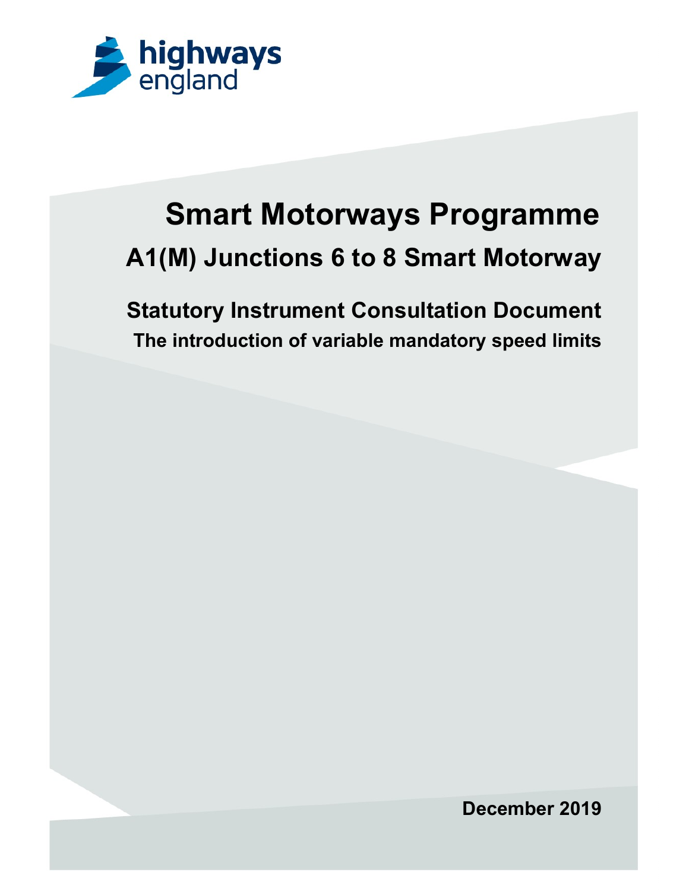highways england

# Smart Motorways Programme

## A1(M) Junctions 6 to 8 Smart Motorway

### Statutory Instrument Consultation Document

**The introduction of variable mandatory speed limits**

**December 2019**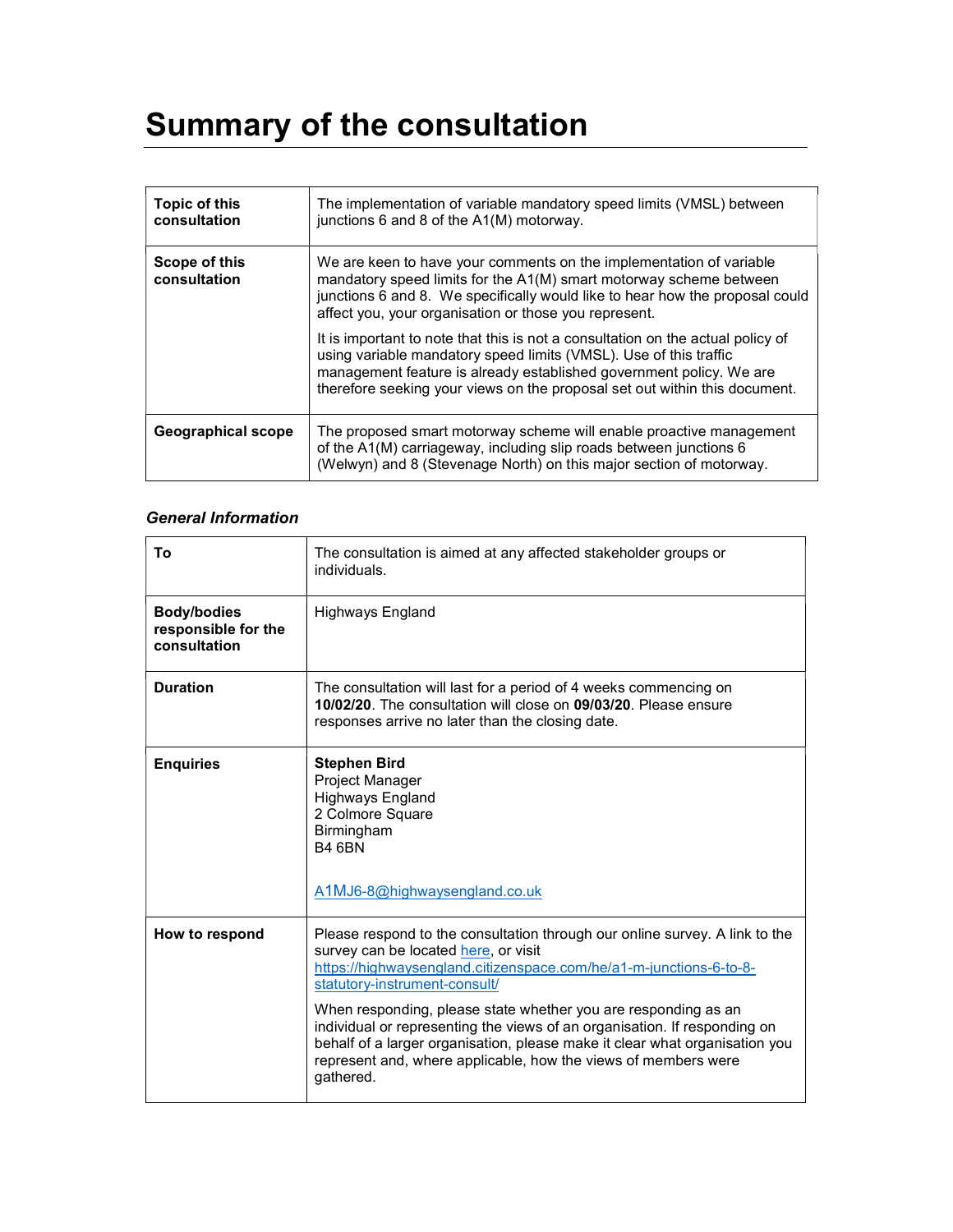# Summary of the consultation

| Topic of this consultation | The implementation of variable mandatory speed limits (VMSL) between junctions 6 and 8 of the A1(M) motorway. |
| --- | --- |
| **Scope of this consultation** | We are keen to have your comments on the implementation of variable mandatory speed limits for the A1(M) smart motorway scheme between junctions 6 and 8. We specifically would like to hear how the proposal could affect you, your organisation or those you represent.<br><br>It is important to note that this is not a consultation on the actual policy of using variable mandatory speed limits (VMSL). Use of this traffic management feature is already established government policy. We are therefore seeking your views on the proposal set out within this document. |
| **Geographical scope** | The proposed smart motorway scheme will enable proactive management of the A1(M) carriageway, including slip roads between junctions 6 (Welwyn) and 8 (Stevenage North) on this major section of motorway. |

### *General Information*

| To | The consultation is aimed at any affected stakeholder groups or individuals. |
| --- | --- |
| **Body/bodies responsible for the consultation** | Highways England |
| **Duration** | The consultation will last for a period of 4 weeks commencing on **10/02/20**. The consultation will close on **09/03/20**. Please ensure responses arrive no later than the closing date. |
| **Enquiries** | **Stephen Bird**<br>Project Manager<br>Highways England<br>2 Colmore Square<br>Birmingham<br>B4 6BN<br><br>A1MJ6-8@highwaysengland.co.uk |
| **How to respond** | Please respond to the consultation through our online survey. A link to the survey can be located here, or visit https://highwaysengland.citizenspace.com/he/a1-m-junctions-6-to-8-statutory-instrument-consult/<br><br>When responding, please state whether you are responding as an individual or representing the views of an organisation. If responding on behalf of a larger organisation, please make it clear what organisation you represent and, where applicable, how the views of members were gathered. |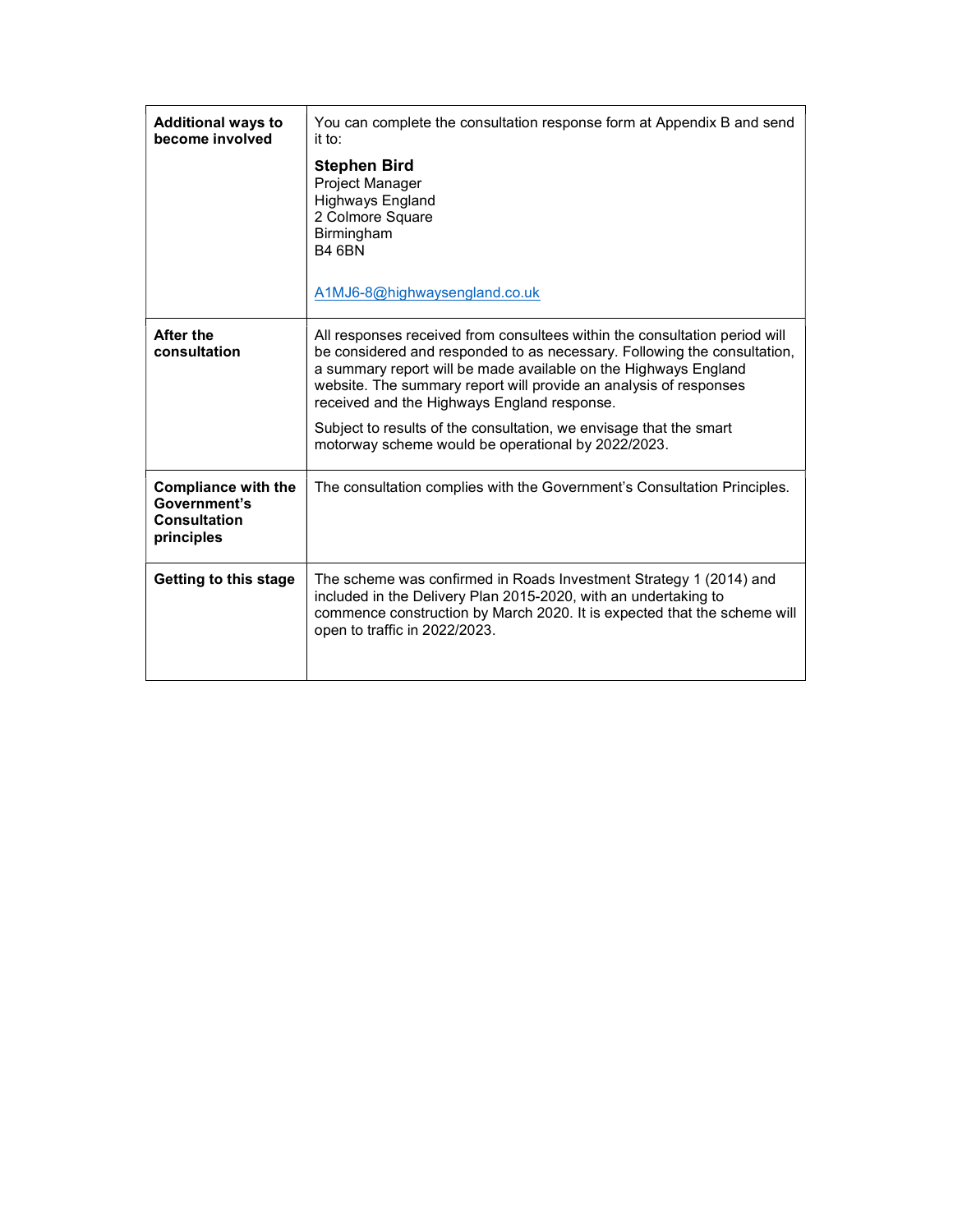| | |
|---|---|
| **Additional ways to become involved** | You can complete the consultation response form at Appendix B and send it to:<br><br>**Stephen Bird**<br>Project Manager<br>Highways England<br>2 Colmore Square<br>Birmingham<br>B4 6BN<br><br>A1MJ6-8@highwaysengland.co.uk |
| **After the consultation** | All responses received from consultees within the consultation period will be considered and responded to as necessary. Following the consultation, a summary report will be made available on the Highways England website. The summary report will provide an analysis of responses received and the Highways England response.<br><br>Subject to results of the consultation, we envisage that the smart motorway scheme would be operational by 2022/2023. |
| **Compliance with the Government's Consultation principles** | The consultation complies with the Government's Consultation Principles. |
| **Getting to this stage** | The scheme was confirmed in Roads Investment Strategy 1 (2014) and included in the Delivery Plan 2015-2020, with an undertaking to commence construction by March 2020. It is expected that the scheme will open to traffic in 2022/2023. |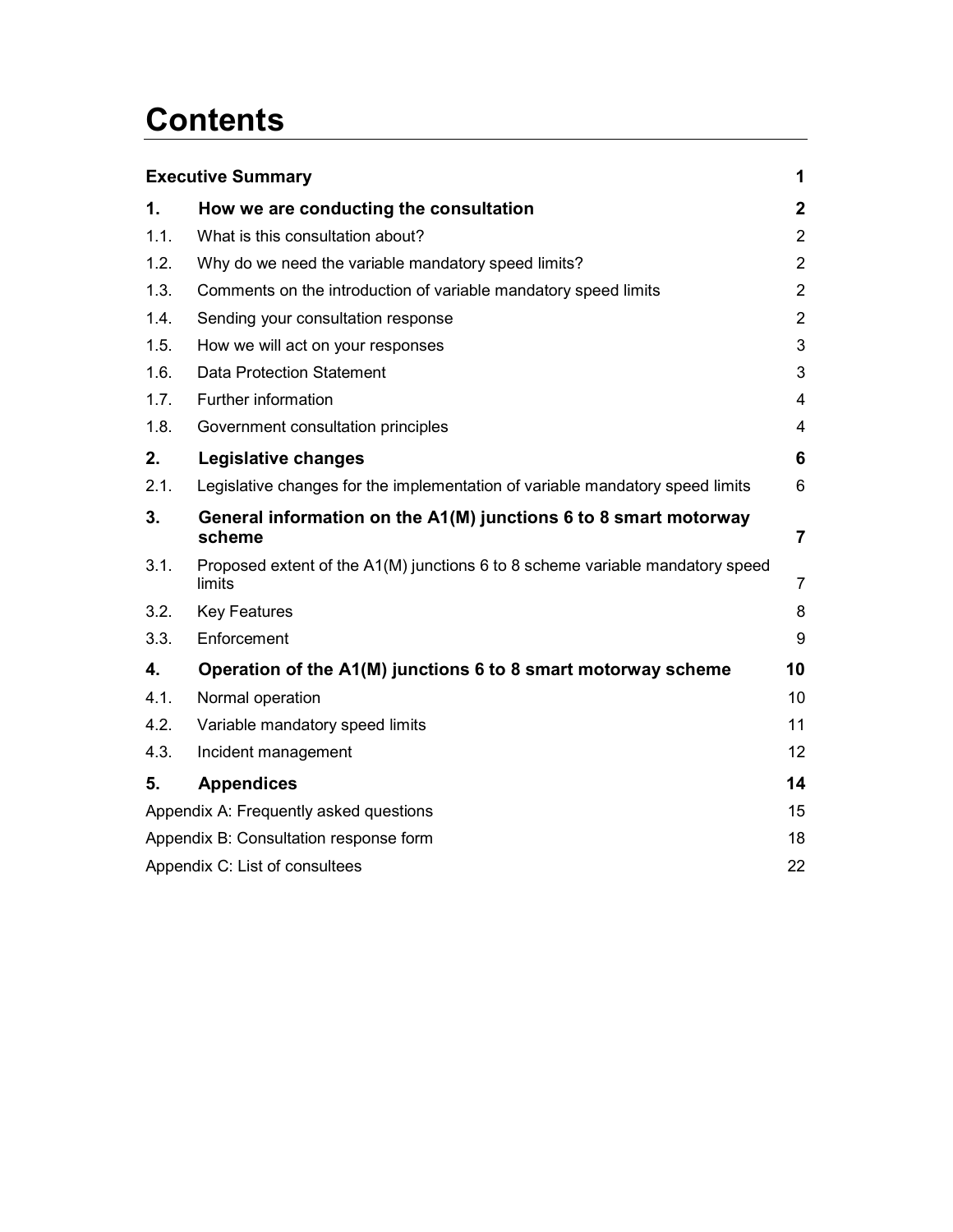# Contents

| | | |
|---|---|---|
| **Executive Summary** | | **1** |
| **1.** | **How we are conducting the consultation** | **2** |
| 1.1. | What is this consultation about? | 2 |
| 1.2. | Why do we need the variable mandatory speed limits? | 2 |
| 1.3. | Comments on the introduction of variable mandatory speed limits | 2 |
| 1.4. | Sending your consultation response | 2 |
| 1.5. | How we will act on your responses | 3 |
| 1.6. | Data Protection Statement | 3 |
| 1.7. | Further information | 4 |
| 1.8. | Government consultation principles | 4 |
| **2.** | **Legislative changes** | **6** |
| 2.1. | Legislative changes for the implementation of variable mandatory speed limits | 6 |
| **3.** | **General information on the A1(M) junctions 6 to 8 smart motorway scheme** | **7** |
| 3.1. | Proposed extent of the A1(M) junctions 6 to 8 scheme variable mandatory speed limits | 7 |
| 3.2. | Key Features | 8 |
| 3.3. | Enforcement | 9 |
| **4.** | **Operation of the A1(M) junctions 6 to 8 smart motorway scheme** | **10** |
| 4.1. | Normal operation | 10 |
| 4.2. | Variable mandatory speed limits | 11 |
| 4.3. | Incident management | 12 |
| **5.** | **Appendices** | **14** |
| Appendix A: Frequently asked questions | | 15 |
| Appendix B: Consultation response form | | 18 |
| Appendix C: List of consultees | | 22 |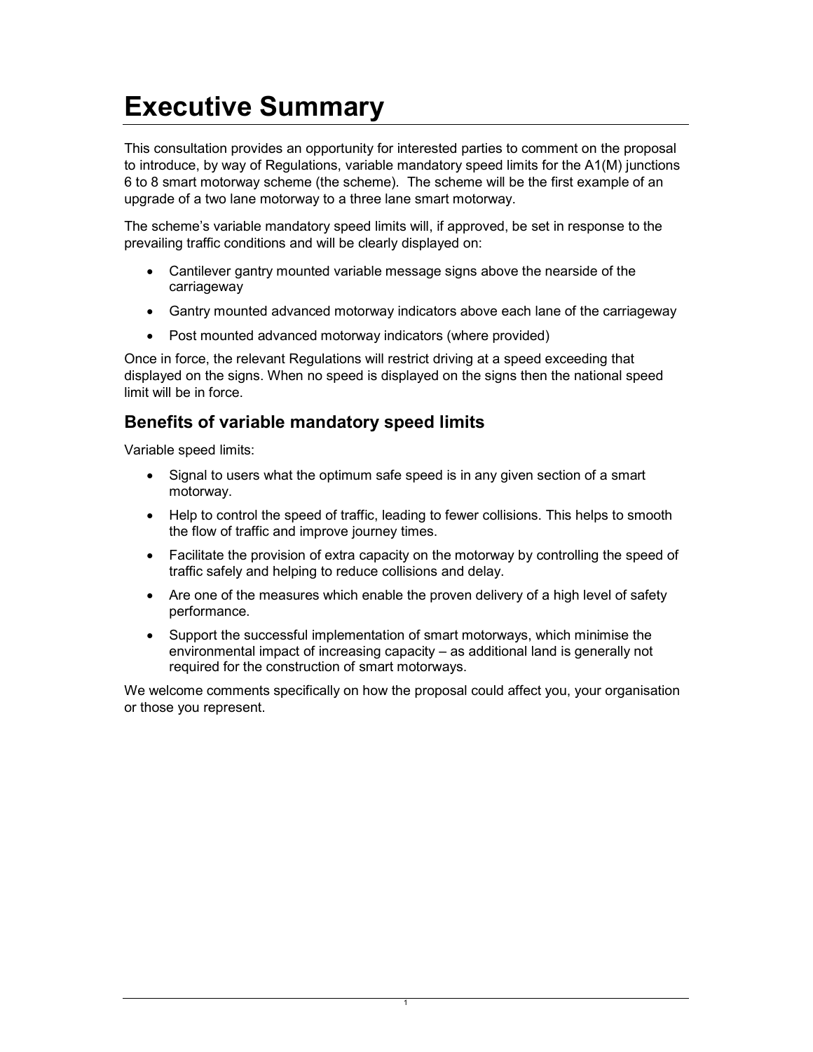# Executive Summary

This consultation provides an opportunity for interested parties to comment on the proposal to introduce, by way of Regulations, variable mandatory speed limits for the A1(M) junctions 6 to 8 smart motorway scheme (the scheme). The scheme will be the first example of an upgrade of a two lane motorway to a three lane smart motorway.

The scheme's variable mandatory speed limits will, if approved, be set in response to the prevailing traffic conditions and will be clearly displayed on:

- Cantilever gantry mounted variable message signs above the nearside of the carriageway
- Gantry mounted advanced motorway indicators above each lane of the carriageway
- Post mounted advanced motorway indicators (where provided)

Once in force, the relevant Regulations will restrict driving at a speed exceeding that displayed on the signs. When no speed is displayed on the signs then the national speed limit will be in force.

## Benefits of variable mandatory speed limits

Variable speed limits:

- Signal to users what the optimum safe speed is in any given section of a smart motorway.
- Help to control the speed of traffic, leading to fewer collisions. This helps to smooth the flow of traffic and improve journey times.
- Facilitate the provision of extra capacity on the motorway by controlling the speed of traffic safely and helping to reduce collisions and delay.
- Are one of the measures which enable the proven delivery of a high level of safety performance.
- Support the successful implementation of smart motorways, which minimise the environmental impact of increasing capacity – as additional land is generally not required for the construction of smart motorways.

We welcome comments specifically on how the proposal could affect you, your organisation or those you represent.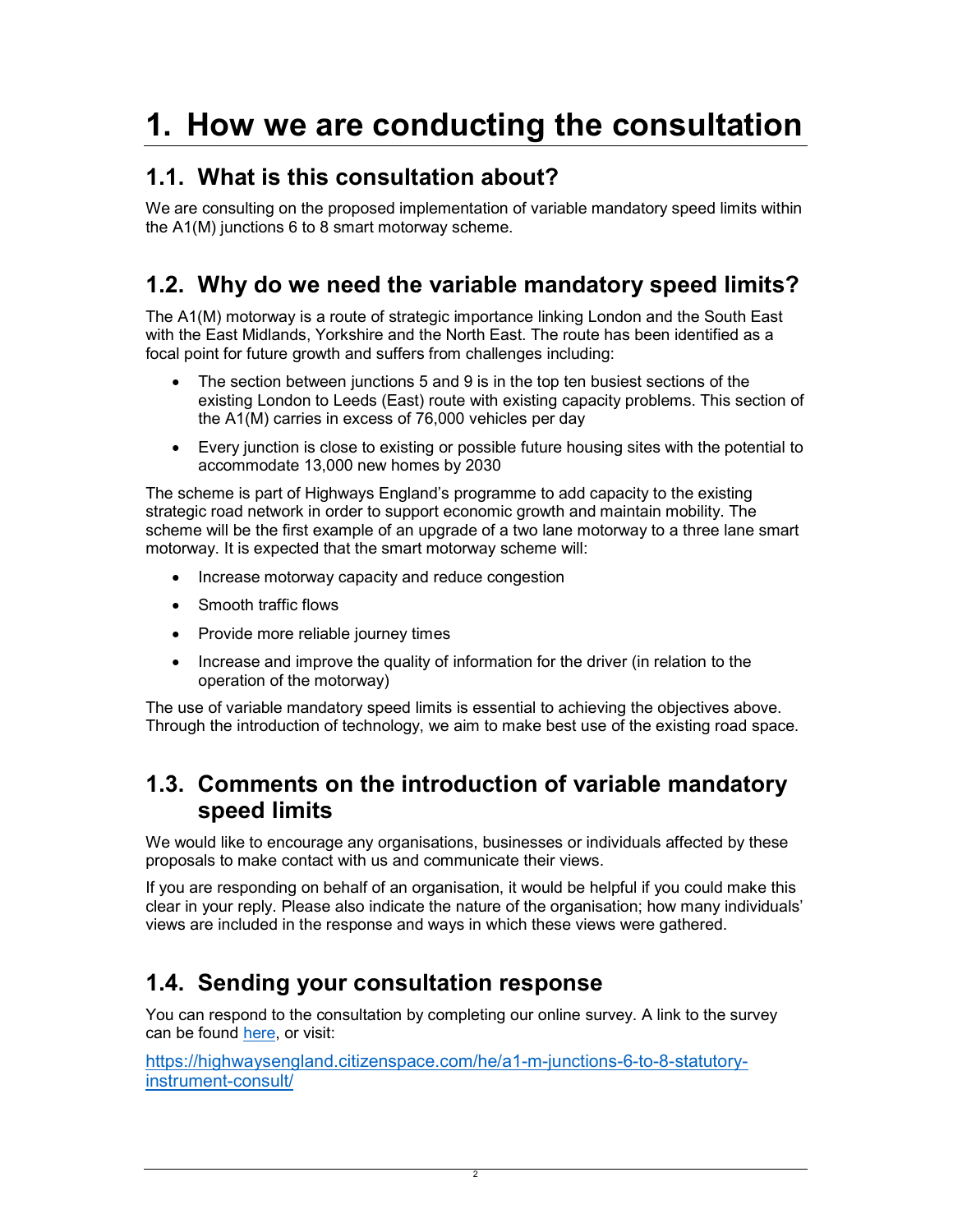# 1. How we are conducting the consultation

## 1.1. What is this consultation about?

We are consulting on the proposed implementation of variable mandatory speed limits within the A1(M) junctions 6 to 8 smart motorway scheme.

## 1.2. Why do we need the variable mandatory speed limits?

The A1(M) motorway is a route of strategic importance linking London and the South East with the East Midlands, Yorkshire and the North East. The route has been identified as a focal point for future growth and suffers from challenges including:

- The section between junctions 5 and 9 is in the top ten busiest sections of the existing London to Leeds (East) route with existing capacity problems. This section of the A1(M) carries in excess of 76,000 vehicles per day
- Every junction is close to existing or possible future housing sites with the potential to accommodate 13,000 new homes by 2030

The scheme is part of Highways England's programme to add capacity to the existing strategic road network in order to support economic growth and maintain mobility. The scheme will be the first example of an upgrade of a two lane motorway to a three lane smart motorway. It is expected that the smart motorway scheme will:

- Increase motorway capacity and reduce congestion
- Smooth traffic flows
- Provide more reliable journey times
- Increase and improve the quality of information for the driver (in relation to the operation of the motorway)

The use of variable mandatory speed limits is essential to achieving the objectives above. Through the introduction of technology, we aim to make best use of the existing road space.

## 1.3. Comments on the introduction of variable mandatory speed limits

We would like to encourage any organisations, businesses or individuals affected by these proposals to make contact with us and communicate their views.

If you are responding on behalf of an organisation, it would be helpful if you could make this clear in your reply. Please also indicate the nature of the organisation; how many individuals' views are included in the response and ways in which these views were gathered.

## 1.4. Sending your consultation response

You can respond to the consultation by completing our online survey. A link to the survey can be found [here](https://highwaysengland.citizenspace.com/he/a1-m-junctions-6-to-8-statutory-instrument-consult/), or visit:

https://highwaysengland.citizenspace.com/he/a1-m-junctions-6-to-8-statutory-instrument-consult/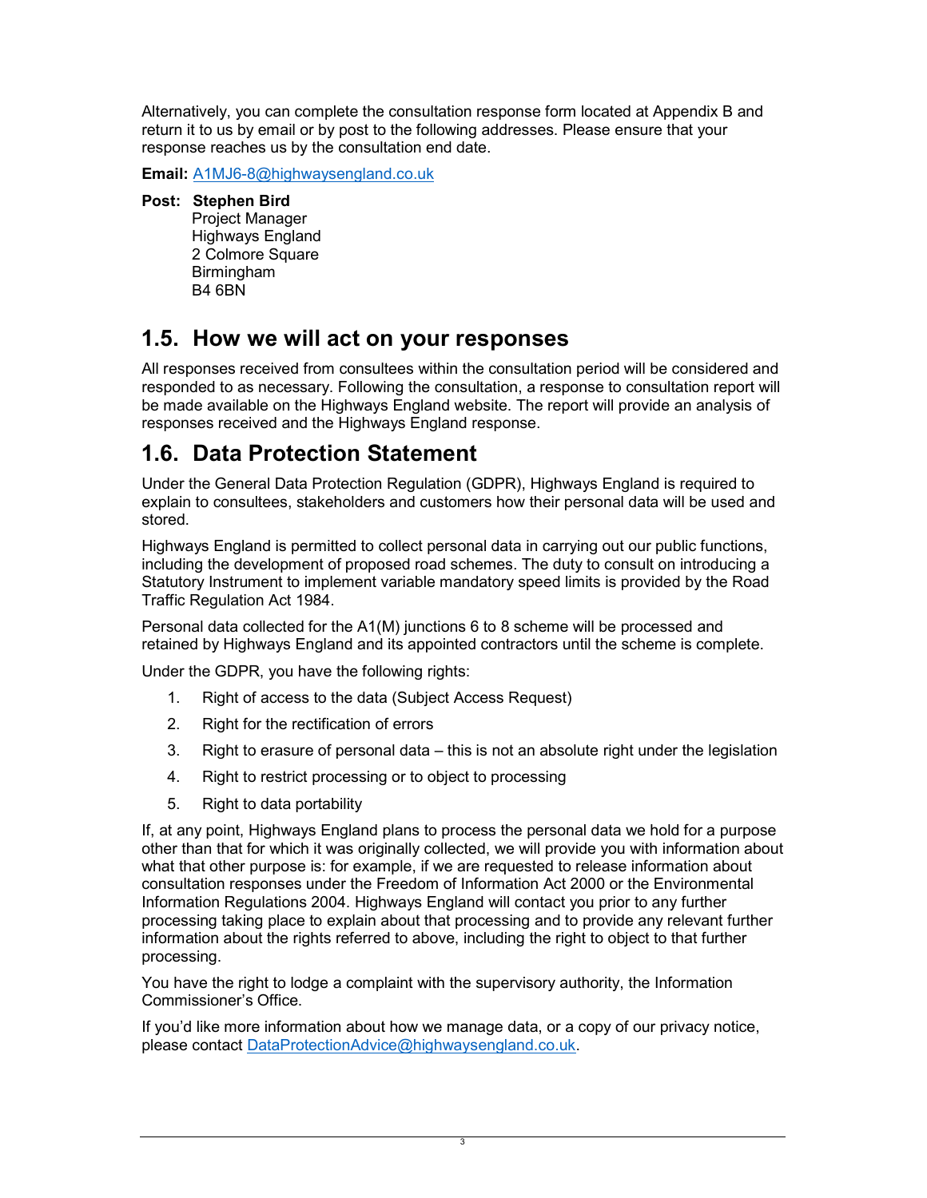Alternatively, you can complete the consultation response form located at Appendix B and return it to us by email or by post to the following addresses. Please ensure that your response reaches us by the consultation end date.

**Email:** A1MJ6-8@highwaysengland.co.uk

**Post:** **Stephen Bird**
Project Manager
Highways England
2 Colmore Square
Birmingham
B4 6BN

## 1.5. How we will act on your responses

All responses received from consultees within the consultation period will be considered and responded to as necessary. Following the consultation, a response to consultation report will be made available on the Highways England website. The report will provide an analysis of responses received and the Highways England response.

## 1.6. Data Protection Statement

Under the General Data Protection Regulation (GDPR), Highways England is required to explain to consultees, stakeholders and customers how their personal data will be used and stored.

Highways England is permitted to collect personal data in carrying out our public functions, including the development of proposed road schemes. The duty to consult on introducing a Statutory Instrument to implement variable mandatory speed limits is provided by the Road Traffic Regulation Act 1984.

Personal data collected for the A1(M) junctions 6 to 8 scheme will be processed and retained by Highways England and its appointed contractors until the scheme is complete.

Under the GDPR, you have the following rights:

1. Right of access to the data (Subject Access Request)
2. Right for the rectification of errors
3. Right to erasure of personal data – this is not an absolute right under the legislation
4. Right to restrict processing or to object to processing
5. Right to data portability

If, at any point, Highways England plans to process the personal data we hold for a purpose other than that for which it was originally collected, we will provide you with information about what that other purpose is: for example, if we are requested to release information about consultation responses under the Freedom of Information Act 2000 or the Environmental Information Regulations 2004. Highways England will contact you prior to any further processing taking place to explain about that processing and to provide any relevant further information about the rights referred to above, including the right to object to that further processing.

You have the right to lodge a complaint with the supervisory authority, the Information Commissioner's Office.

If you'd like more information about how we manage data, or a copy of our privacy notice, please contact DataProtectionAdvice@highwaysengland.co.uk.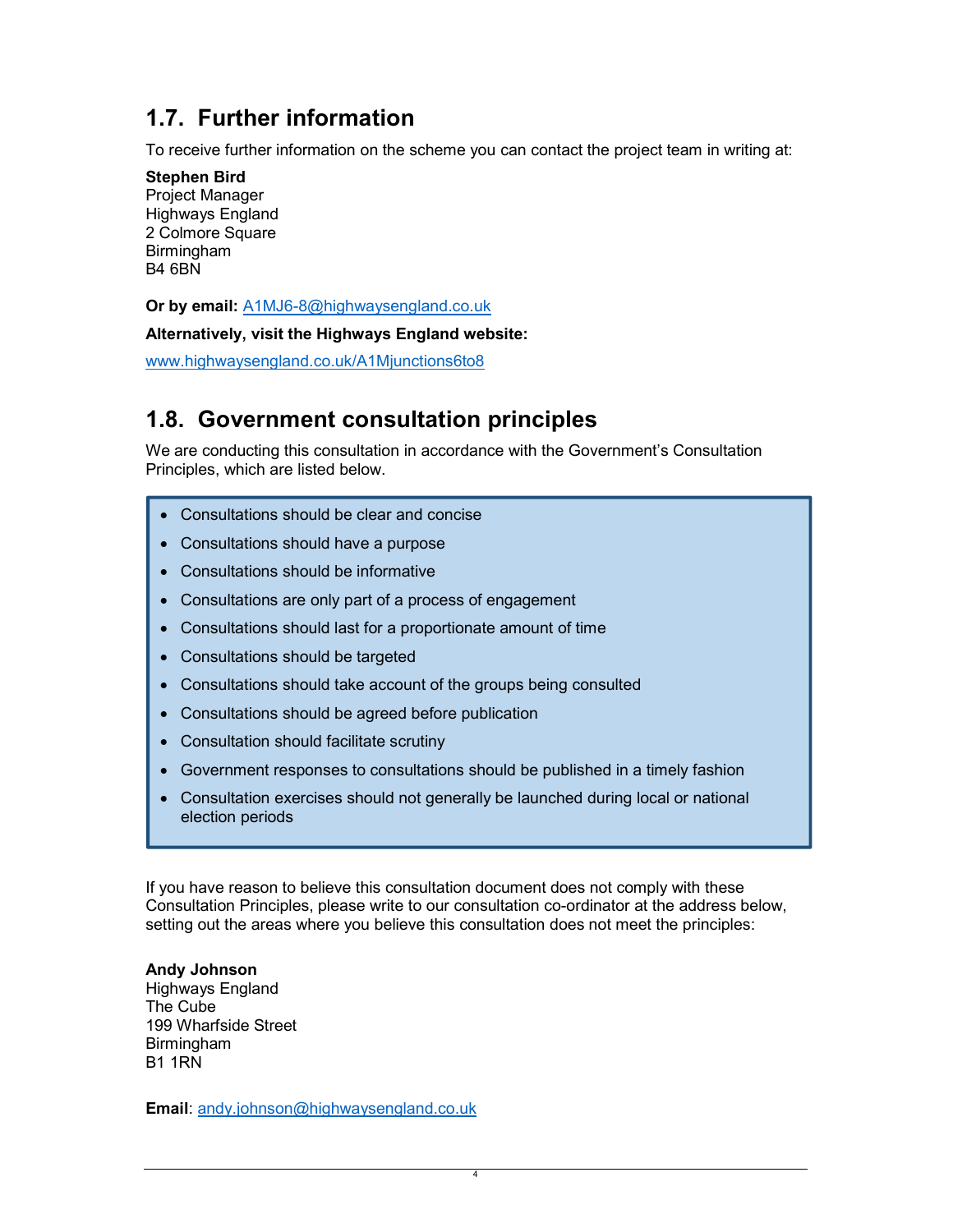## 1.7. Further information

To receive further information on the scheme you can contact the project team in writing at:

**Stephen Bird**
Project Manager
Highways England
2 Colmore Square
Birmingham
B4 6BN

**Or by email:** A1MJ6-8@highwaysengland.co.uk

**Alternatively, visit the Highways England website:**

www.highwaysengland.co.uk/A1Mjunctions6to8

## 1.8. Government consultation principles

We are conducting this consultation in accordance with the Government's Consultation Principles, which are listed below.

- Consultations should be clear and concise
- Consultations should have a purpose
- Consultations should be informative
- Consultations are only part of a process of engagement
- Consultations should last for a proportionate amount of time
- Consultations should be targeted
- Consultations should take account of the groups being consulted
- Consultations should be agreed before publication
- Consultation should facilitate scrutiny
- Government responses to consultations should be published in a timely fashion
- Consultation exercises should not generally be launched during local or national election periods

If you have reason to believe this consultation document does not comply with these Consultation Principles, please write to our consultation co-ordinator at the address below, setting out the areas where you believe this consultation does not meet the principles:

**Andy Johnson**
Highways England
The Cube
199 Wharfside Street
Birmingham
B1 1RN

**Email**: andy.johnson@highwaysengland.co.uk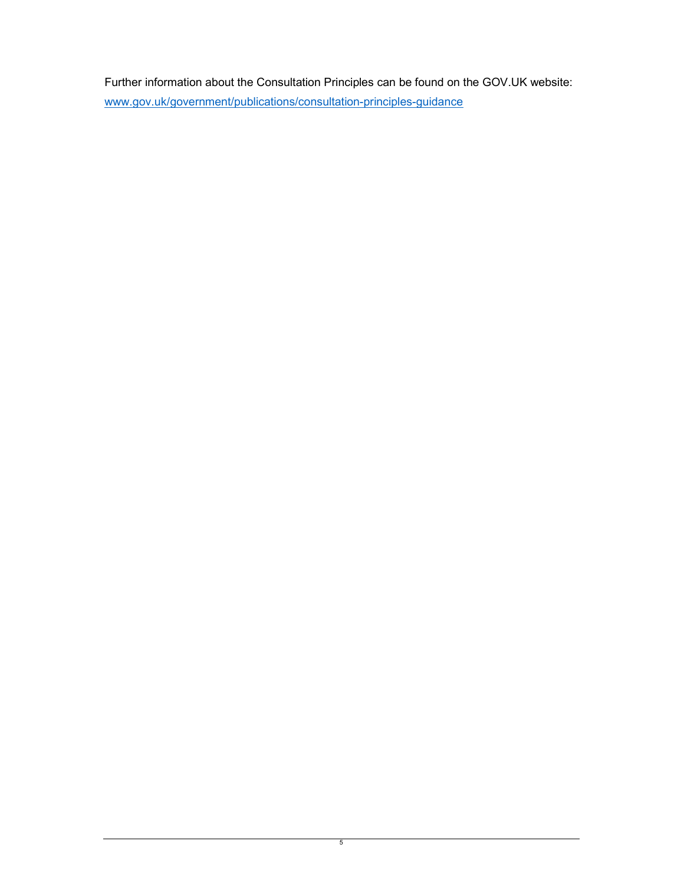Further information about the Consultation Principles can be found on the GOV.UK website: [www.gov.uk/government/publications/consultation-principles-guidance](http://www.gov.uk/government/publications/consultation-principles-guidance)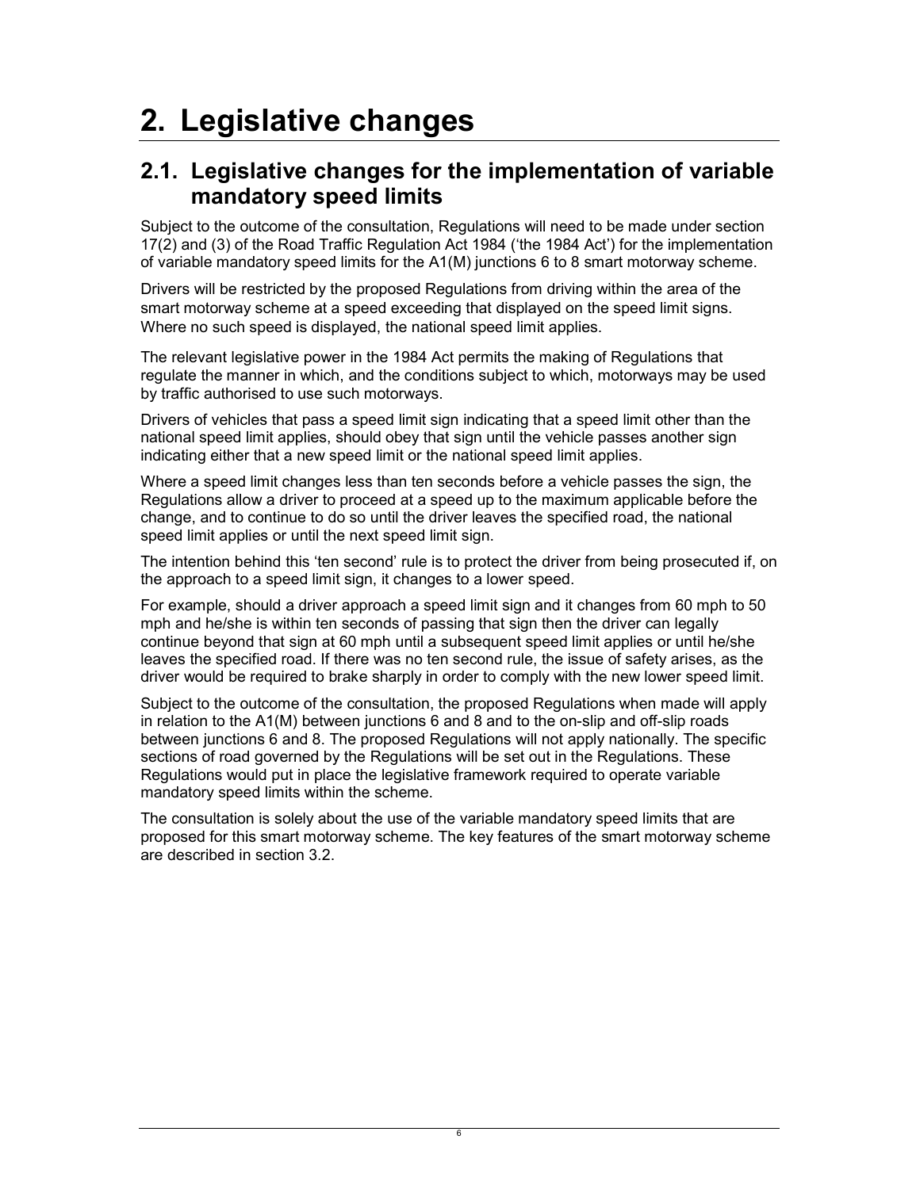# 2. Legislative changes

## 2.1. Legislative changes for the implementation of variable mandatory speed limits

Subject to the outcome of the consultation, Regulations will need to be made under section 17(2) and (3) of the Road Traffic Regulation Act 1984 ('the 1984 Act') for the implementation of variable mandatory speed limits for the A1(M) junctions 6 to 8 smart motorway scheme.

Drivers will be restricted by the proposed Regulations from driving within the area of the smart motorway scheme at a speed exceeding that displayed on the speed limit signs. Where no such speed is displayed, the national speed limit applies.

The relevant legislative power in the 1984 Act permits the making of Regulations that regulate the manner in which, and the conditions subject to which, motorways may be used by traffic authorised to use such motorways.

Drivers of vehicles that pass a speed limit sign indicating that a speed limit other than the national speed limit applies, should obey that sign until the vehicle passes another sign indicating either that a new speed limit or the national speed limit applies.

Where a speed limit changes less than ten seconds before a vehicle passes the sign, the Regulations allow a driver to proceed at a speed up to the maximum applicable before the change, and to continue to do so until the driver leaves the specified road, the national speed limit applies or until the next speed limit sign.

The intention behind this 'ten second' rule is to protect the driver from being prosecuted if, on the approach to a speed limit sign, it changes to a lower speed.

For example, should a driver approach a speed limit sign and it changes from 60 mph to 50 mph and he/she is within ten seconds of passing that sign then the driver can legally continue beyond that sign at 60 mph until a subsequent speed limit applies or until he/she leaves the specified road. If there was no ten second rule, the issue of safety arises, as the driver would be required to brake sharply in order to comply with the new lower speed limit.

Subject to the outcome of the consultation, the proposed Regulations when made will apply in relation to the A1(M) between junctions 6 and 8 and to the on-slip and off-slip roads between junctions 6 and 8. The proposed Regulations will not apply nationally. The specific sections of road governed by the Regulations will be set out in the Regulations. These Regulations would put in place the legislative framework required to operate variable mandatory speed limits within the scheme.

The consultation is solely about the use of the variable mandatory speed limits that are proposed for this smart motorway scheme. The key features of the smart motorway scheme are described in section 3.2.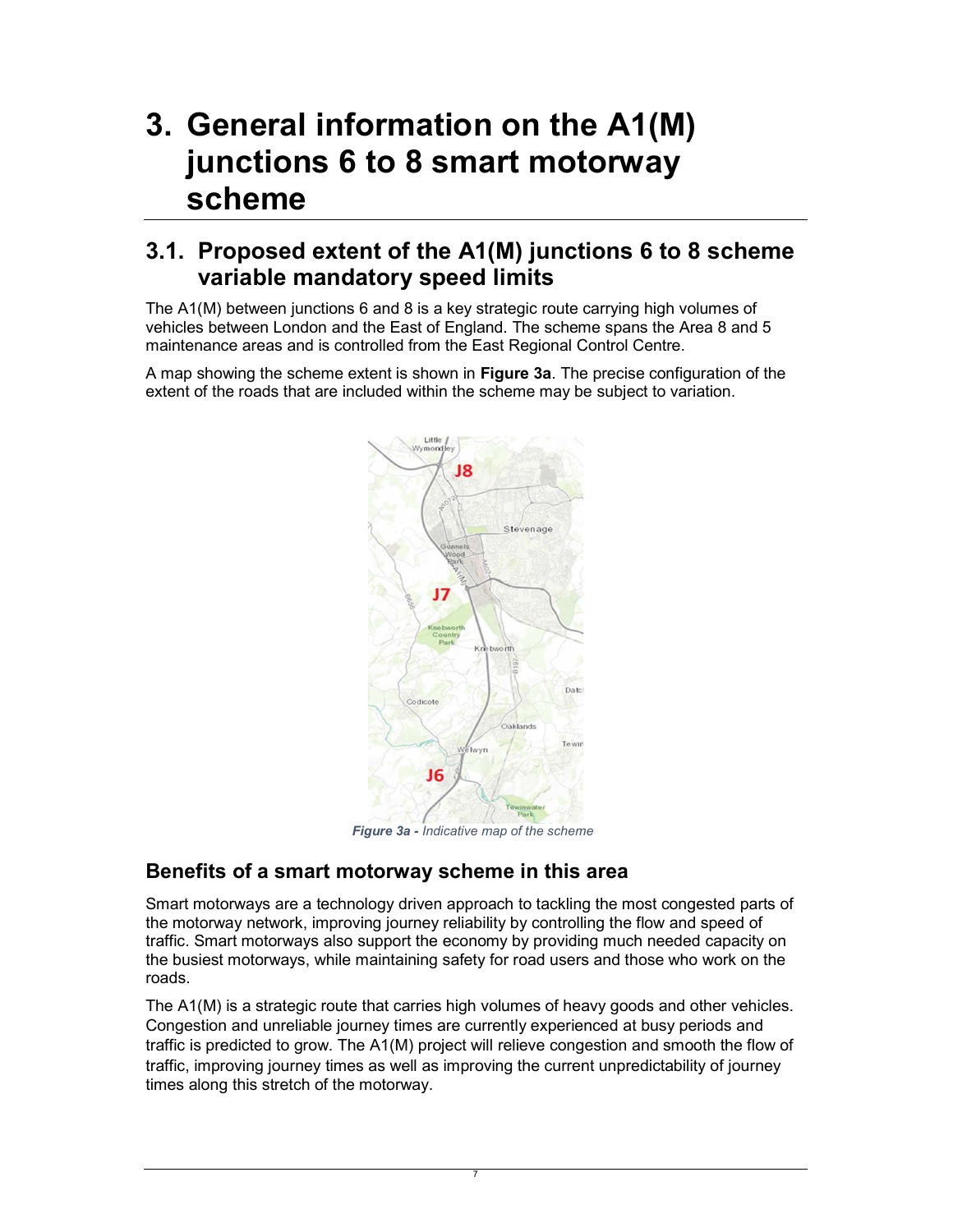# 3. General information on the A1(M) junctions 6 to 8 smart motorway scheme

## 3.1. Proposed extent of the A1(M) junctions 6 to 8 scheme variable mandatory speed limits

The A1(M) between junctions 6 and 8 is a key strategic route carrying high volumes of vehicles between London and the East of England. The scheme spans the Area 8 and 5 maintenance areas and is controlled from the East Regional Control Centre.

A map showing the scheme extent is shown in **Figure 3a**. The precise configuration of the extent of the roads that are included within the scheme may be subject to variation.

***Figure 3a -*** *Indicative map of the scheme*

### Benefits of a smart motorway scheme in this area

Smart motorways are a technology driven approach to tackling the most congested parts of the motorway network, improving journey reliability by controlling the flow and speed of traffic. Smart motorways also support the economy by providing much needed capacity on the busiest motorways, while maintaining safety for road users and those who work on the roads.

The A1(M) is a strategic route that carries high volumes of heavy goods and other vehicles. Congestion and unreliable journey times are currently experienced at busy periods and traffic is predicted to grow. The A1(M) project will relieve congestion and smooth the flow of traffic, improving journey times as well as improving the current unpredictability of journey times along this stretch of the motorway.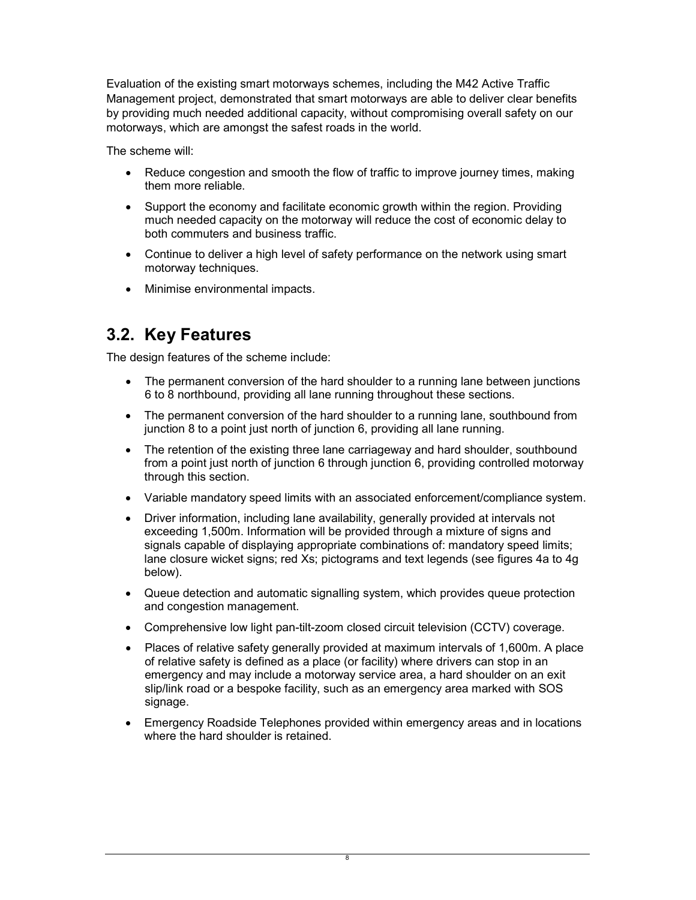Evaluation of the existing smart motorways schemes, including the M42 Active Traffic Management project, demonstrated that smart motorways are able to deliver clear benefits by providing much needed additional capacity, without compromising overall safety on our motorways, which are amongst the safest roads in the world.

The scheme will:

- Reduce congestion and smooth the flow of traffic to improve journey times, making them more reliable.
- Support the economy and facilitate economic growth within the region. Providing much needed capacity on the motorway will reduce the cost of economic delay to both commuters and business traffic.
- Continue to deliver a high level of safety performance on the network using smart motorway techniques.
- Minimise environmental impacts.

## 3.2. Key Features

The design features of the scheme include:

- The permanent conversion of the hard shoulder to a running lane between junctions 6 to 8 northbound, providing all lane running throughout these sections.
- The permanent conversion of the hard shoulder to a running lane, southbound from junction 8 to a point just north of junction 6, providing all lane running.
- The retention of the existing three lane carriageway and hard shoulder, southbound from a point just north of junction 6 through junction 6, providing controlled motorway through this section.
- Variable mandatory speed limits with an associated enforcement/compliance system.
- Driver information, including lane availability, generally provided at intervals not exceeding 1,500m. Information will be provided through a mixture of signs and signals capable of displaying appropriate combinations of: mandatory speed limits; lane closure wicket signs; red Xs; pictograms and text legends (see figures 4a to 4g below).
- Queue detection and automatic signalling system, which provides queue protection and congestion management.
- Comprehensive low light pan-tilt-zoom closed circuit television (CCTV) coverage.
- Places of relative safety generally provided at maximum intervals of 1,600m. A place of relative safety is defined as a place (or facility) where drivers can stop in an emergency and may include a motorway service area, a hard shoulder on an exit slip/link road or a bespoke facility, such as an emergency area marked with SOS signage.
- Emergency Roadside Telephones provided within emergency areas and in locations where the hard shoulder is retained.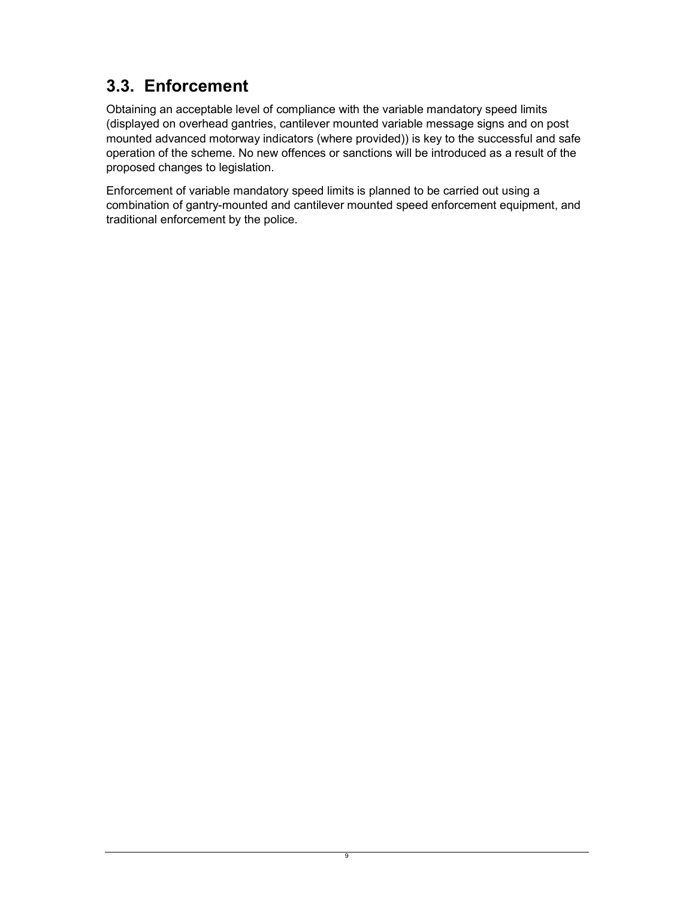## 3.3. Enforcement

Obtaining an acceptable level of compliance with the variable mandatory speed limits (displayed on overhead gantries, cantilever mounted variable message signs and on post mounted advanced motorway indicators (where provided)) is key to the successful and safe operation of the scheme. No new offences or sanctions will be introduced as a result of the proposed changes to legislation.

Enforcement of variable mandatory speed limits is planned to be carried out using a combination of gantry-mounted and cantilever mounted speed enforcement equipment, and traditional enforcement by the police.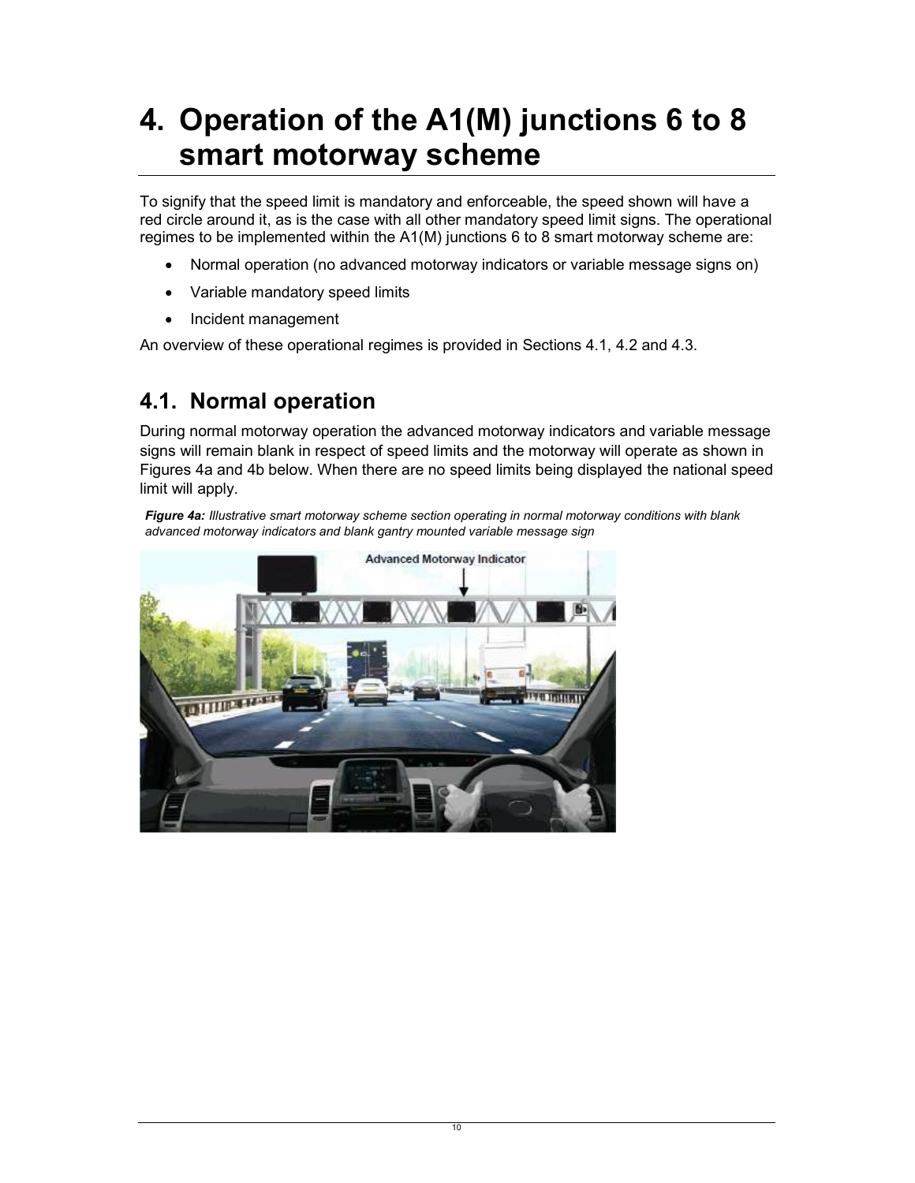# 4. Operation of the A1(M) junctions 6 to 8 smart motorway scheme

To signify that the speed limit is mandatory and enforceable, the speed shown will have a red circle around it, as is the case with all other mandatory speed limit signs. The operational regimes to be implemented within the A1(M) junctions 6 to 8 smart motorway scheme are:

- Normal operation (no advanced motorway indicators or variable message signs on)
- Variable mandatory speed limits
- Incident management

An overview of these operational regimes is provided in Sections 4.1, 4.2 and 4.3.

## 4.1. Normal operation

During normal motorway operation the advanced motorway indicators and variable message signs will remain blank in respect of speed limits and the motorway will operate as shown in Figures 4a and 4b below. When there are no speed limits being displayed the national speed limit will apply.

***Figure 4a:*** *Illustrative smart motorway scheme section operating in normal motorway conditions with blank advanced motorway indicators and blank gantry mounted variable message sign*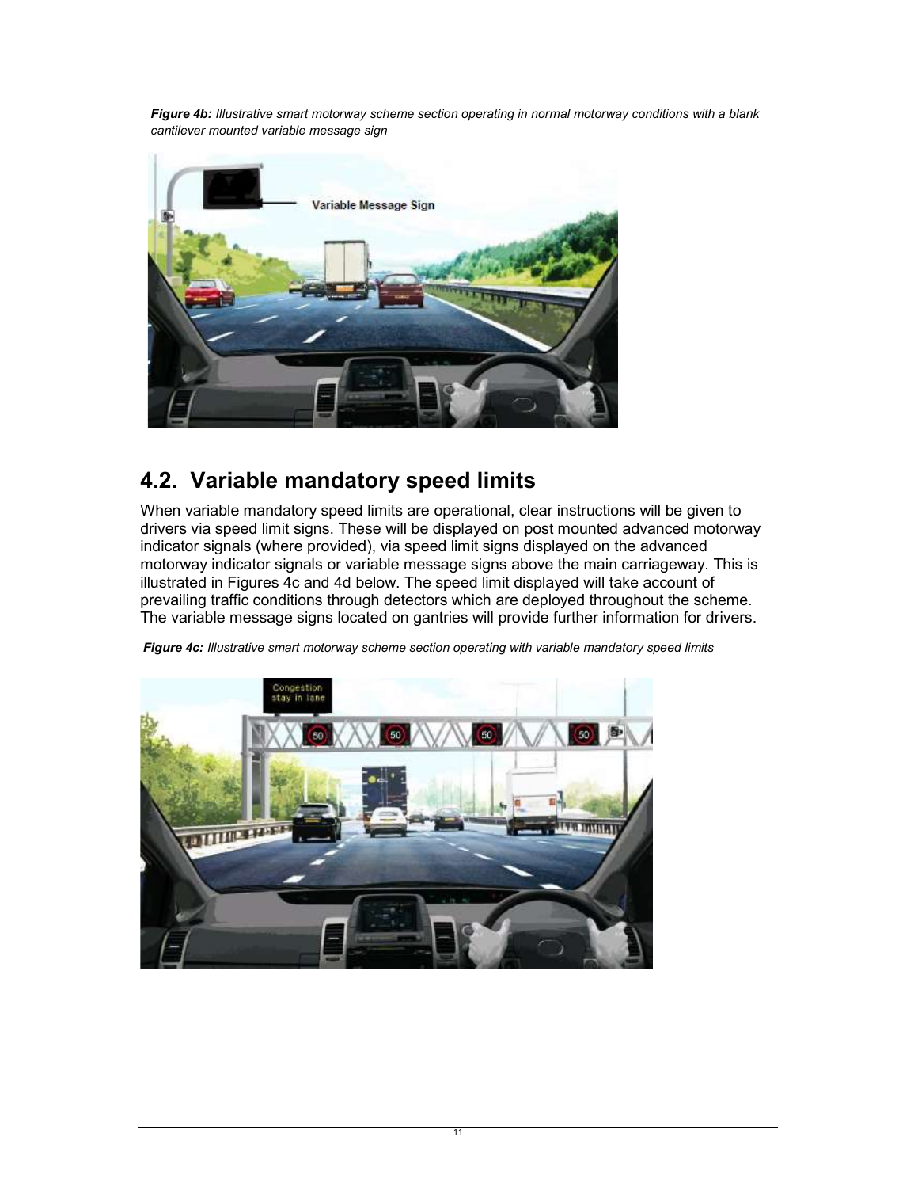***Figure 4b:*** *Illustrative smart motorway scheme section operating in normal motorway conditions with a blank cantilever mounted variable message sign*

## 4.2. Variable mandatory speed limits

When variable mandatory speed limits are operational, clear instructions will be given to drivers via speed limit signs. These will be displayed on post mounted advanced motorway indicator signals (where provided), via speed limit signs displayed on the advanced motorway indicator signals or variable message signs above the main carriageway. This is illustrated in Figures 4c and 4d below. The speed limit displayed will take account of prevailing traffic conditions through detectors which are deployed throughout the scheme. The variable message signs located on gantries will provide further information for drivers.

***Figure 4c:*** *Illustrative smart motorway scheme section operating with variable mandatory speed limits*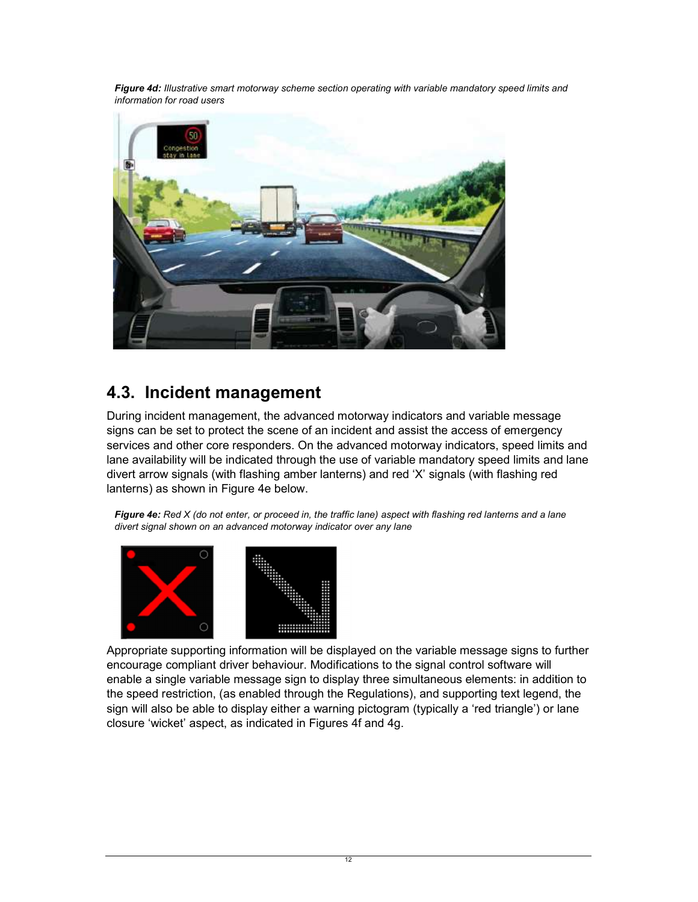***Figure 4d:*** *Illustrative smart motorway scheme section operating with variable mandatory speed limits and information for road users*

## 4.3. Incident management

During incident management, the advanced motorway indicators and variable message signs can be set to protect the scene of an incident and assist the access of emergency services and other core responders. On the advanced motorway indicators, speed limits and lane availability will be indicated through the use of variable mandatory speed limits and lane divert arrow signals (with flashing amber lanterns) and red 'X' signals (with flashing red lanterns) as shown in Figure 4e below.

***Figure 4e:*** *Red X (do not enter, or proceed in, the traffic lane) aspect with flashing red lanterns and a lane divert signal shown on an advanced motorway indicator over any lane*

Appropriate supporting information will be displayed on the variable message signs to further encourage compliant driver behaviour. Modifications to the signal control software will enable a single variable message sign to display three simultaneous elements: in addition to the speed restriction, (as enabled through the Regulations), and supporting text legend, the sign will also be able to display either a warning pictogram (typically a 'red triangle') or lane closure 'wicket' aspect, as indicated in Figures 4f and 4g.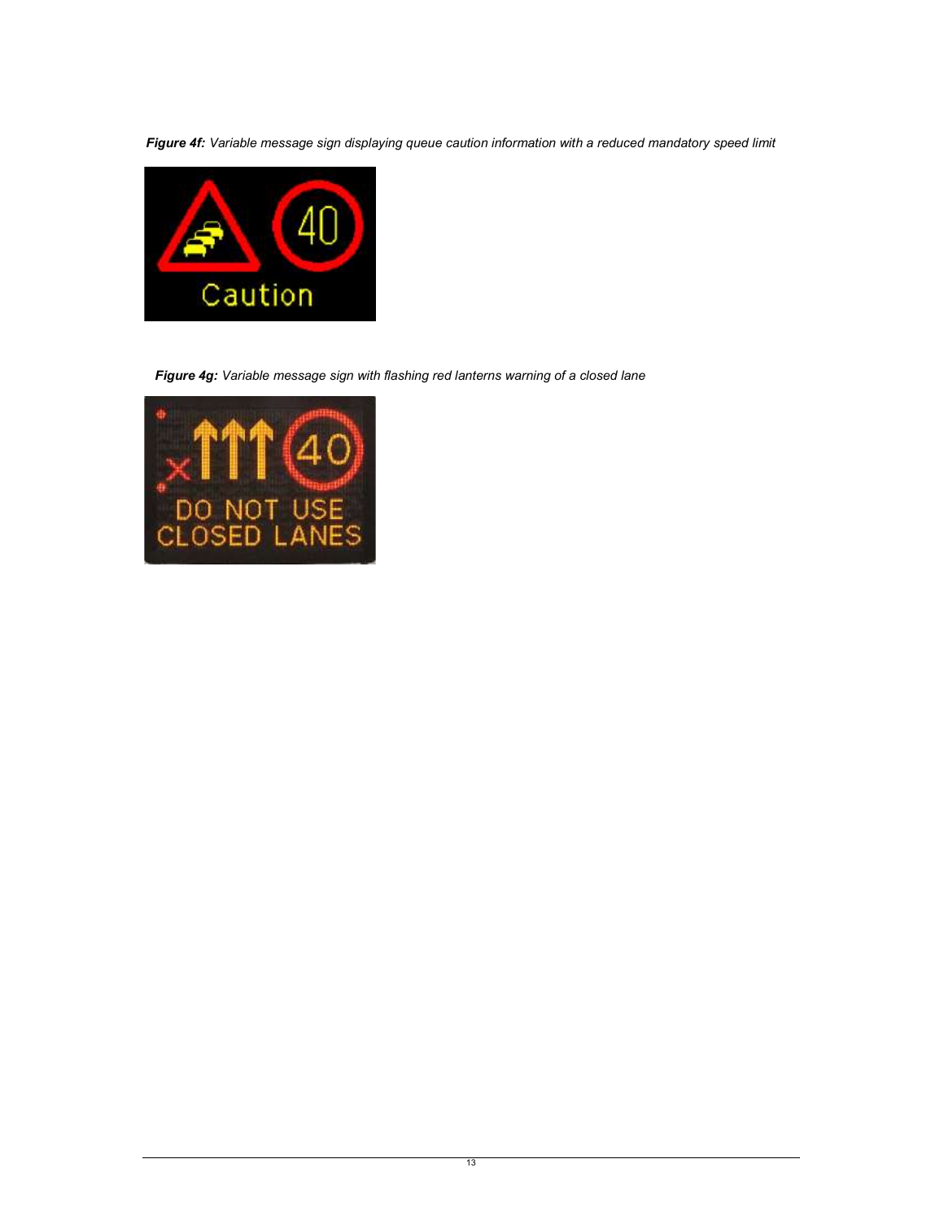***Figure 4f:*** *Variable message sign displaying queue caution information with a reduced mandatory speed limit*

***Figure 4g:*** *Variable message sign with flashing red lanterns warning of a closed lane*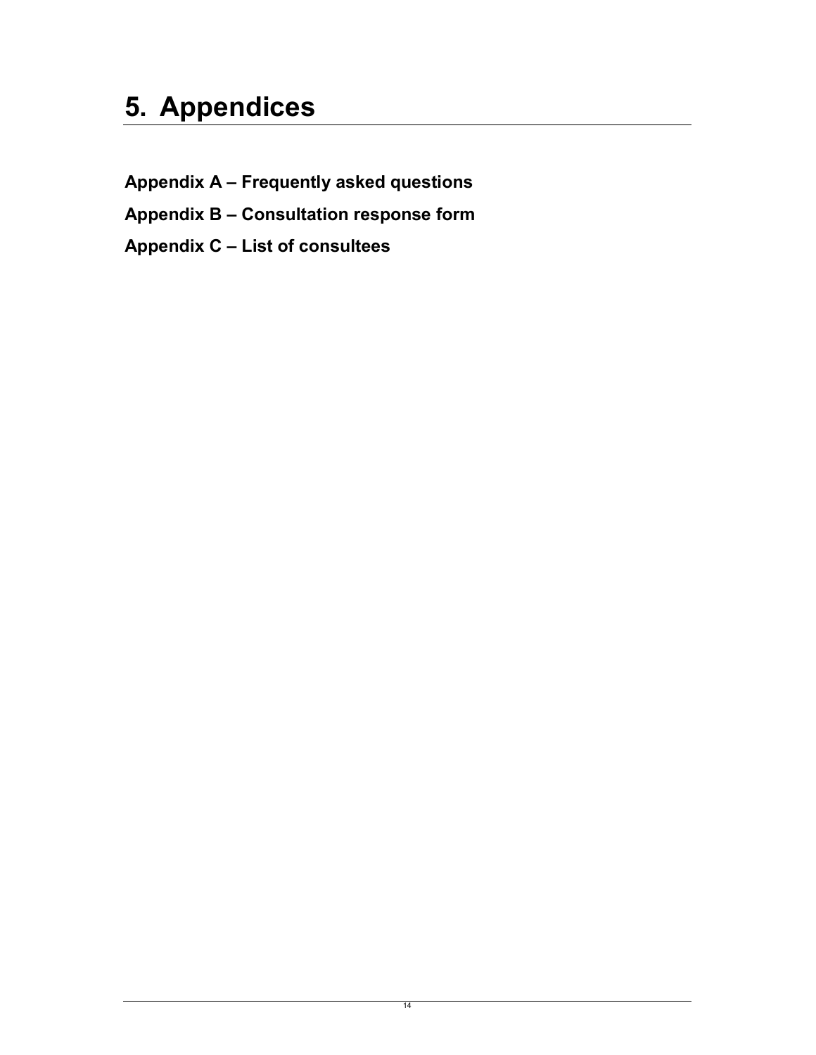# 5. Appendices

**Appendix A – Frequently asked questions**

**Appendix B – Consultation response form**

**Appendix C – List of consultees**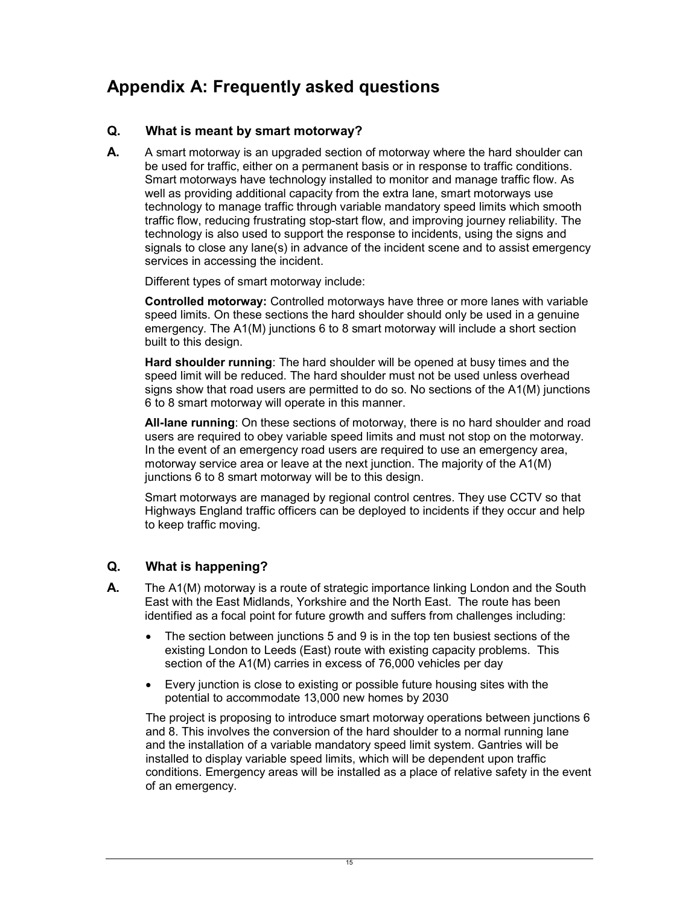# Appendix A: Frequently asked questions

### Q. What is meant by smart motorway?

**A.** A smart motorway is an upgraded section of motorway where the hard shoulder can be used for traffic, either on a permanent basis or in response to traffic conditions. Smart motorways have technology installed to monitor and manage traffic flow. As well as providing additional capacity from the extra lane, smart motorways use technology to manage traffic through variable mandatory speed limits which smooth traffic flow, reducing frustrating stop-start flow, and improving journey reliability. The technology is also used to support the response to incidents, using the signs and signals to close any lane(s) in advance of the incident scene and to assist emergency services in accessing the incident.

Different types of smart motorway include:

**Controlled motorway:** Controlled motorways have three or more lanes with variable speed limits. On these sections the hard shoulder should only be used in a genuine emergency. The A1(M) junctions 6 to 8 smart motorway will include a short section built to this design.

**Hard shoulder running**: The hard shoulder will be opened at busy times and the speed limit will be reduced. The hard shoulder must not be used unless overhead signs show that road users are permitted to do so. No sections of the A1(M) junctions 6 to 8 smart motorway will operate in this manner.

**All-lane running**: On these sections of motorway, there is no hard shoulder and road users are required to obey variable speed limits and must not stop on the motorway. In the event of an emergency road users are required to use an emergency area, motorway service area or leave at the next junction. The majority of the A1(M) junctions 6 to 8 smart motorway will be to this design.

Smart motorways are managed by regional control centres. They use CCTV so that Highways England traffic officers can be deployed to incidents if they occur and help to keep traffic moving.

### Q. What is happening?

**A.** The A1(M) motorway is a route of strategic importance linking London and the South East with the East Midlands, Yorkshire and the North East. The route has been identified as a focal point for future growth and suffers from challenges including:

- The section between junctions 5 and 9 is in the top ten busiest sections of the existing London to Leeds (East) route with existing capacity problems. This section of the A1(M) carries in excess of 76,000 vehicles per day
- Every junction is close to existing or possible future housing sites with the potential to accommodate 13,000 new homes by 2030

The project is proposing to introduce smart motorway operations between junctions 6 and 8. This involves the conversion of the hard shoulder to a normal running lane and the installation of a variable mandatory speed limit system. Gantries will be installed to display variable speed limits, which will be dependent upon traffic conditions. Emergency areas will be installed as a place of relative safety in the event of an emergency.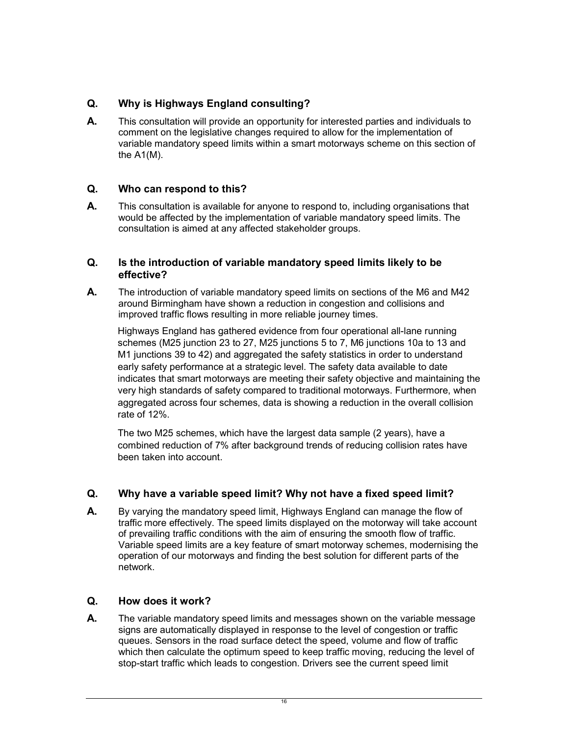**Q. Why is Highways England consulting?**

**A.** This consultation will provide an opportunity for interested parties and individuals to comment on the legislative changes required to allow for the implementation of variable mandatory speed limits within a smart motorways scheme on this section of the A1(M).

**Q. Who can respond to this?**

**A.** This consultation is available for anyone to respond to, including organisations that would be affected by the implementation of variable mandatory speed limits. The consultation is aimed at any affected stakeholder groups.

**Q. Is the introduction of variable mandatory speed limits likely to be effective?**

**A.** The introduction of variable mandatory speed limits on sections of the M6 and M42 around Birmingham have shown a reduction in congestion and collisions and improved traffic flows resulting in more reliable journey times.

Highways England has gathered evidence from four operational all-lane running schemes (M25 junction 23 to 27, M25 junctions 5 to 7, M6 junctions 10a to 13 and M1 junctions 39 to 42) and aggregated the safety statistics in order to understand early safety performance at a strategic level. The safety data available to date indicates that smart motorways are meeting their safety objective and maintaining the very high standards of safety compared to traditional motorways. Furthermore, when aggregated across four schemes, data is showing a reduction in the overall collision rate of 12%.

The two M25 schemes, which have the largest data sample (2 years), have a combined reduction of 7% after background trends of reducing collision rates have been taken into account.

**Q. Why have a variable speed limit? Why not have a fixed speed limit?**

**A.** By varying the mandatory speed limit, Highways England can manage the flow of traffic more effectively. The speed limits displayed on the motorway will take account of prevailing traffic conditions with the aim of ensuring the smooth flow of traffic. Variable speed limits are a key feature of smart motorway schemes, modernising the operation of our motorways and finding the best solution for different parts of the network.

**Q. How does it work?**

**A.** The variable mandatory speed limits and messages shown on the variable message signs are automatically displayed in response to the level of congestion or traffic queues. Sensors in the road surface detect the speed, volume and flow of traffic which then calculate the optimum speed to keep traffic moving, reducing the level of stop-start traffic which leads to congestion. Drivers see the current speed limit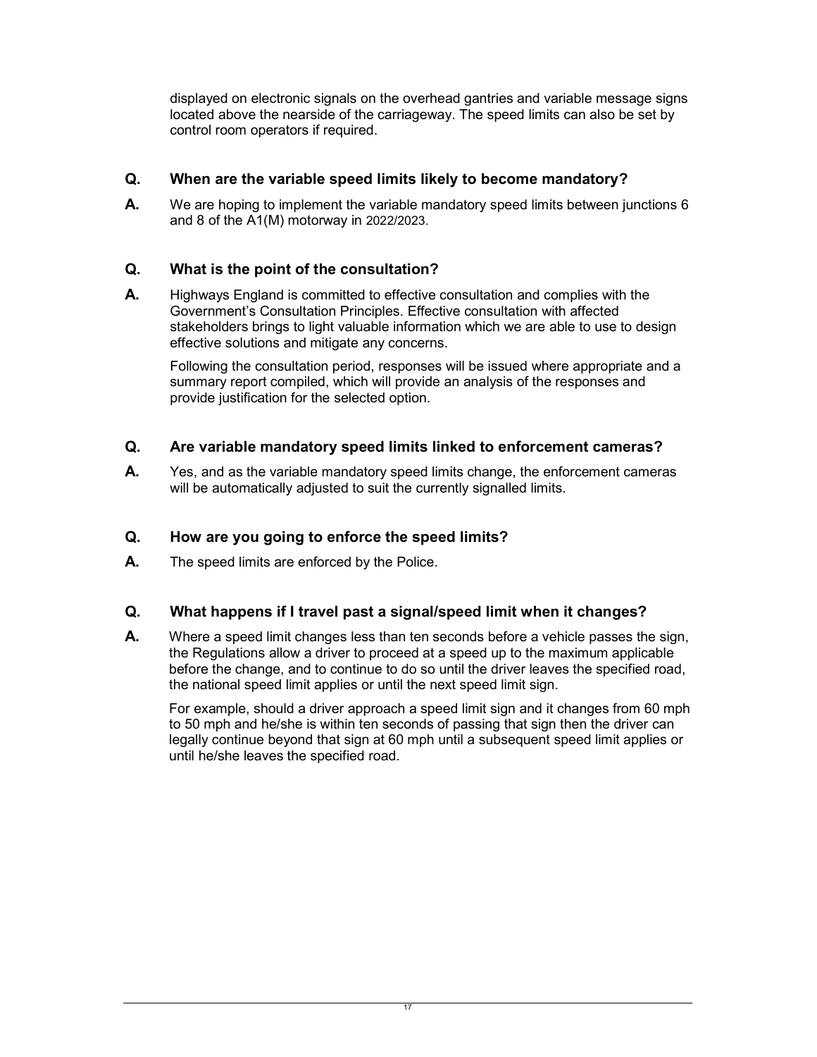displayed on electronic signals on the overhead gantries and variable message signs located above the nearside of the carriageway. The speed limits can also be set by control room operators if required.

**Q. When are the variable speed limits likely to become mandatory?**

**A.** We are hoping to implement the variable mandatory speed limits between junctions 6 and 8 of the A1(M) motorway in 2022/2023.

**Q. What is the point of the consultation?**

**A.** Highways England is committed to effective consultation and complies with the Government's Consultation Principles. Effective consultation with affected stakeholders brings to light valuable information which we are able to use to design effective solutions and mitigate any concerns.

Following the consultation period, responses will be issued where appropriate and a summary report compiled, which will provide an analysis of the responses and provide justification for the selected option.

**Q. Are variable mandatory speed limits linked to enforcement cameras?**

**A.** Yes, and as the variable mandatory speed limits change, the enforcement cameras will be automatically adjusted to suit the currently signalled limits.

**Q. How are you going to enforce the speed limits?**

**A.** The speed limits are enforced by the Police.

**Q. What happens if I travel past a signal/speed limit when it changes?**

**A.** Where a speed limit changes less than ten seconds before a vehicle passes the sign, the Regulations allow a driver to proceed at a speed up to the maximum applicable before the change, and to continue to do so until the driver leaves the specified road, the national speed limit applies or until the next speed limit sign.

For example, should a driver approach a speed limit sign and it changes from 60 mph to 50 mph and he/she is within ten seconds of passing that sign then the driver can legally continue beyond that sign at 60 mph until a subsequent speed limit applies or until he/she leaves the specified road.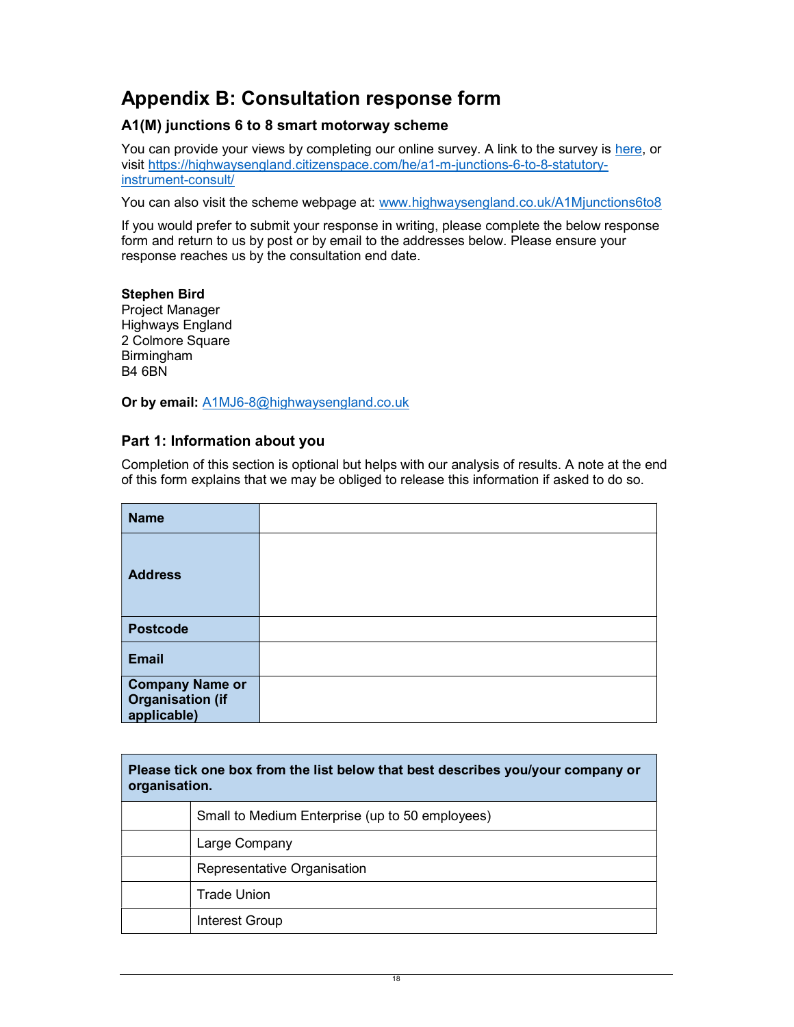# Appendix B: Consultation response form

### A1(M) junctions 6 to 8 smart motorway scheme

You can provide your views by completing our online survey. A link to the survey is here, or visit https://highwaysengland.citizenspace.com/he/a1-m-junctions-6-to-8-statutory-instrument-consult/

You can also visit the scheme webpage at: www.highwaysengland.co.uk/A1Mjunctions6to8

If you would prefer to submit your response in writing, please complete the below response form and return to us by post or by email to the addresses below. Please ensure your response reaches us by the consultation end date.

**Stephen Bird**
Project Manager
Highways England
2 Colmore Square
Birmingham
B4 6BN

**Or by email:** A1MJ6-8@highwaysengland.co.uk

### Part 1: Information about you

Completion of this section is optional but helps with our analysis of results. A note at the end of this form explains that we may be obliged to release this information if asked to do so.

| | |
|---|---|
| **Name** | |
| **Address** | |
| **Postcode** | |
| **Email** | |
| **Company Name or Organisation (if applicable)** | |

| **Please tick one box from the list below that best describes you/your company or organisation.** | |
|---|---|
| | Small to Medium Enterprise (up to 50 employees) |
| | Large Company |
| | Representative Organisation |
| | Trade Union |
| | Interest Group |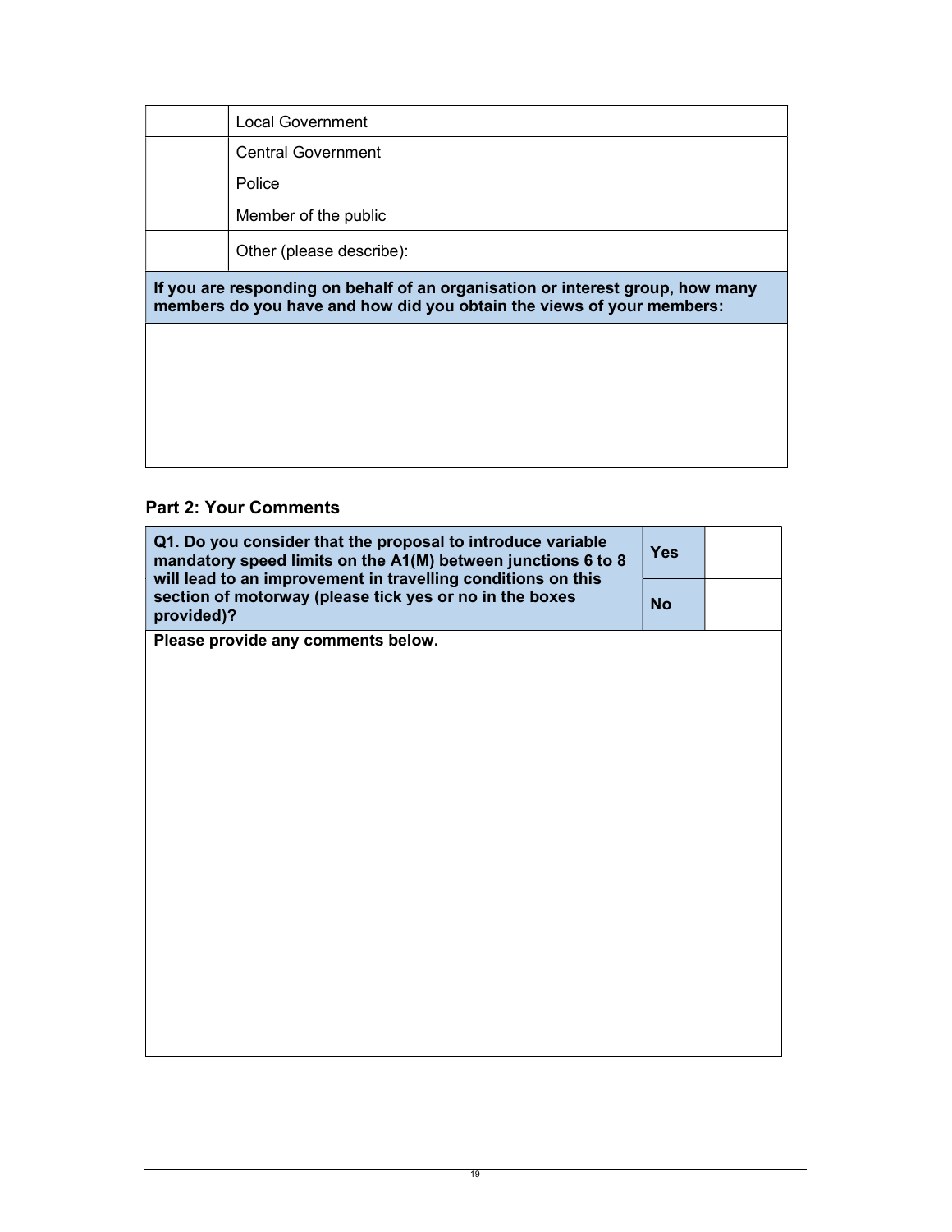|  | Local Government |
| --- | --- |
|  | Central Government |
|  | Police |
|  | Member of the public |
|  | Other (please describe): |

**If you are responding on behalf of an organisation or interest group, how many members do you have and how did you obtain the views of your members:**

## Part 2: Your Comments

| **Q1. Do you consider that the proposal to introduce variable mandatory speed limits on the A1(M) between junctions 6 to 8 will lead to an improvement in travelling conditions on this section of motorway (please tick yes or no in the boxes provided)?** | **Yes** |  |
| --- | --- | --- |
|  | **No** |  |

**Please provide any comments below.**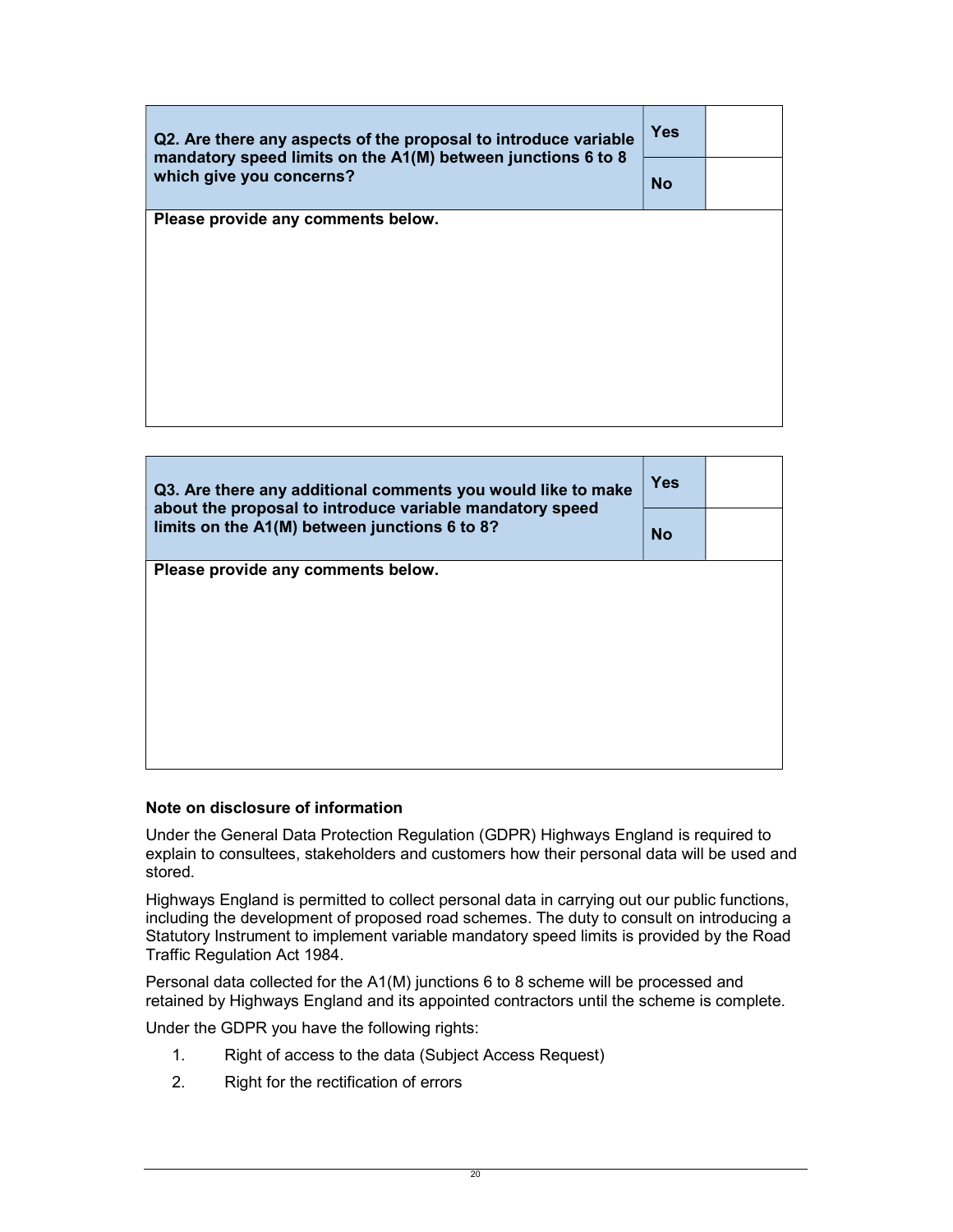| Q2. Are there any aspects of the proposal to introduce variable mandatory speed limits on the A1(M) between junctions 6 to 8 which give you concerns? | Yes | |
| --- | --- | --- |
| | No | |
| Please provide any comments below. | | |

| Q3. Are there any additional comments you would like to make about the proposal to introduce variable mandatory speed limits on the A1(M) between junctions 6 to 8? | Yes | |
| --- | --- | --- |
| | No | |
| Please provide any comments below. | | |

**Note on disclosure of information**

Under the General Data Protection Regulation (GDPR) Highways England is required to explain to consultees, stakeholders and customers how their personal data will be used and stored.

Highways England is permitted to collect personal data in carrying out our public functions, including the development of proposed road schemes. The duty to consult on introducing a Statutory Instrument to implement variable mandatory speed limits is provided by the Road Traffic Regulation Act 1984.

Personal data collected for the A1(M) junctions 6 to 8 scheme will be processed and retained by Highways England and its appointed contractors until the scheme is complete.

Under the GDPR you have the following rights:

1. Right of access to the data (Subject Access Request)
2. Right for the rectification of errors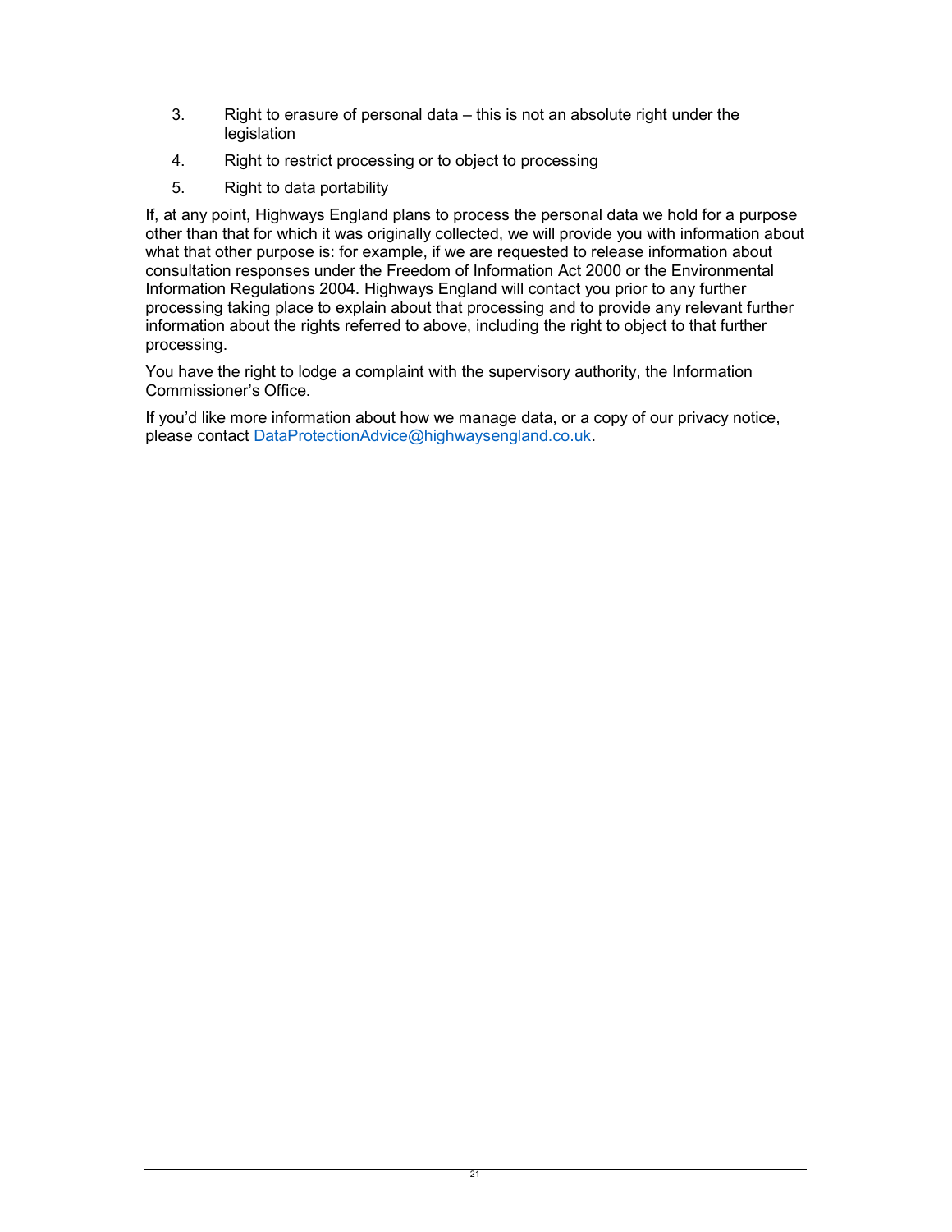3. Right to erasure of personal data – this is not an absolute right under the legislation
4. Right to restrict processing or to object to processing
5. Right to data portability

If, at any point, Highways England plans to process the personal data we hold for a purpose other than that for which it was originally collected, we will provide you with information about what that other purpose is: for example, if we are requested to release information about consultation responses under the Freedom of Information Act 2000 or the Environmental Information Regulations 2004. Highways England will contact you prior to any further processing taking place to explain about that processing and to provide any relevant further information about the rights referred to above, including the right to object to that further processing.

You have the right to lodge a complaint with the supervisory authority, the Information Commissioner's Office.

If you'd like more information about how we manage data, or a copy of our privacy notice, please contact DataProtectionAdvice@highwaysengland.co.uk.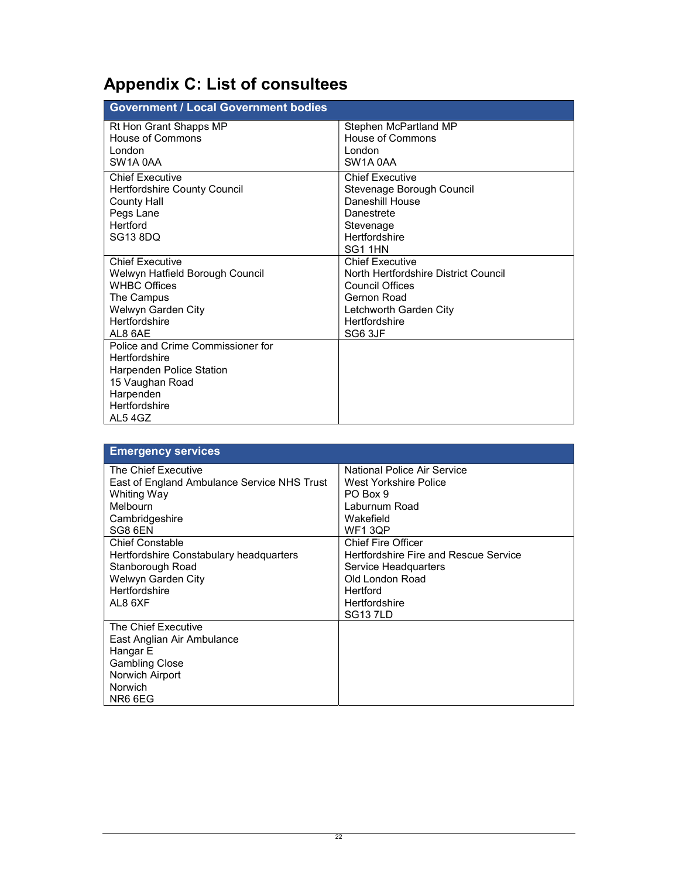# Appendix C: List of consultees

| Government / Local Government bodies | |
|---|---|
| Rt Hon Grant Shapps MP<br>House of Commons<br>London<br>SW1A 0AA | Stephen McPartland MP<br>House of Commons<br>London<br>SW1A 0AA |
| Chief Executive<br>Hertfordshire County Council<br>County Hall<br>Pegs Lane<br>Hertford<br>SG13 8DQ | Chief Executive<br>Stevenage Borough Council<br>Daneshill House<br>Danestrete<br>Stevenage<br>Hertfordshire<br>SG1 1HN |
| Chief Executive<br>Welwyn Hatfield Borough Council<br>WHBC Offices<br>The Campus<br>Welwyn Garden City<br>Hertfordshire<br>AL8 6AE | Chief Executive<br>North Hertfordshire District Council<br>Council Offices<br>Gernon Road<br>Letchworth Garden City<br>Hertfordshire<br>SG6 3JF |
| Police and Crime Commissioner for Hertfordshire<br>Harpenden Police Station<br>15 Vaughan Road<br>Harpenden<br>Hertfordshire<br>AL5 4GZ | |

| Emergency services | |
|---|---|
| The Chief Executive<br>East of England Ambulance Service NHS Trust<br>Whiting Way<br>Melbourn<br>Cambridgeshire<br>SG8 6EN | National Police Air Service<br>West Yorkshire Police<br>PO Box 9<br>Laburnum Road<br>Wakefield<br>WF1 3QP |
| Chief Constable<br>Hertfordshire Constabulary headquarters<br>Stanborough Road<br>Welwyn Garden City<br>Hertfordshire<br>AL8 6XF | Chief Fire Officer<br>Hertfordshire Fire and Rescue Service<br>Service Headquarters<br>Old London Road<br>Hertford<br>Hertfordshire<br>SG13 7LD |
| The Chief Executive<br>East Anglian Air Ambulance<br>Hangar E<br>Gambling Close<br>Norwich Airport<br>Norwich<br>NR6 6EG | |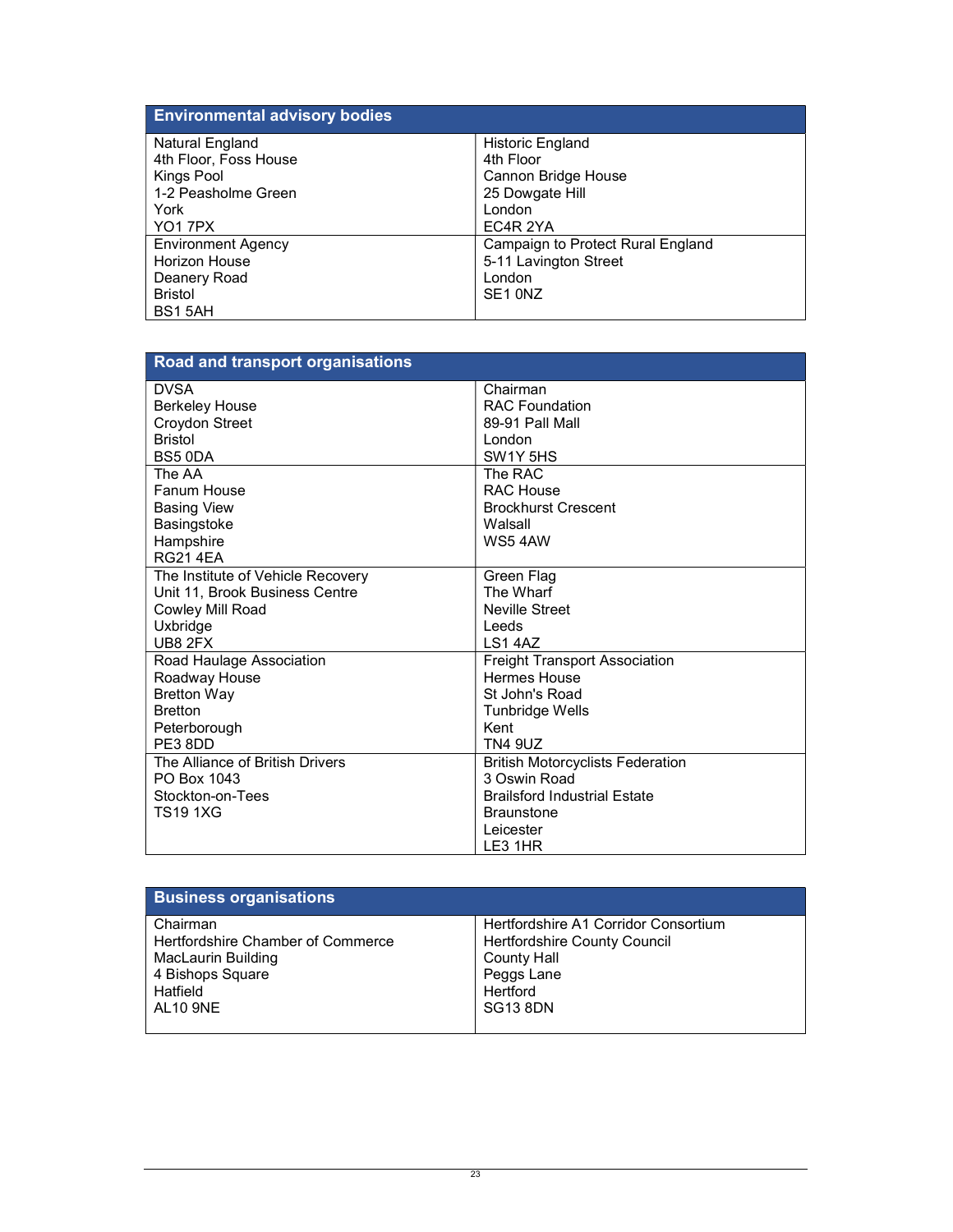| Environmental advisory bodies | |
|---|---|
| Natural England<br>4th Floor, Foss House<br>Kings Pool<br>1-2 Peasholme Green<br>York<br>YO1 7PX | Historic England<br>4th Floor<br>Cannon Bridge House<br>25 Dowgate Hill<br>London<br>EC4R 2YA |
| Environment Agency<br>Horizon House<br>Deanery Road<br>Bristol<br>BS1 5AH | Campaign to Protect Rural England<br>5-11 Lavington Street<br>London<br>SE1 0NZ |

| Road and transport organisations | |
|---|---|
| DVSA<br>Berkeley House<br>Croydon Street<br>Bristol<br>BS5 0DA | Chairman<br>RAC Foundation<br>89-91 Pall Mall<br>London<br>SW1Y 5HS |
| The AA<br>Fanum House<br>Basing View<br>Basingstoke<br>Hampshire<br>RG21 4EA | The RAC<br>RAC House<br>Brockhurst Crescent<br>Walsall<br>WS5 4AW |
| The Institute of Vehicle Recovery<br>Unit 11, Brook Business Centre<br>Cowley Mill Road<br>Uxbridge<br>UB8 2FX | Green Flag<br>The Wharf<br>Neville Street<br>Leeds<br>LS1 4AZ |
| Road Haulage Association<br>Roadway House<br>Bretton Way<br>Bretton<br>Peterborough<br>PE3 8DD | Freight Transport Association<br>Hermes House<br>St John's Road<br>Tunbridge Wells<br>Kent<br>TN4 9UZ |
| The Alliance of British Drivers<br>PO Box 1043<br>Stockton-on-Tees<br>TS19 1XG | British Motorcyclists Federation<br>3 Oswin Road<br>Brailsford Industrial Estate<br>Braunstone<br>Leicester<br>LE3 1HR |

| Business organisations | |
|---|---|
| Chairman<br>Hertfordshire Chamber of Commerce<br>MacLaurin Building<br>4 Bishops Square<br>Hatfield<br>AL10 9NE | Hertfordshire A1 Corridor Consortium<br>Hertfordshire County Council<br>County Hall<br>Peggs Lane<br>Hertford<br>SG13 8DN |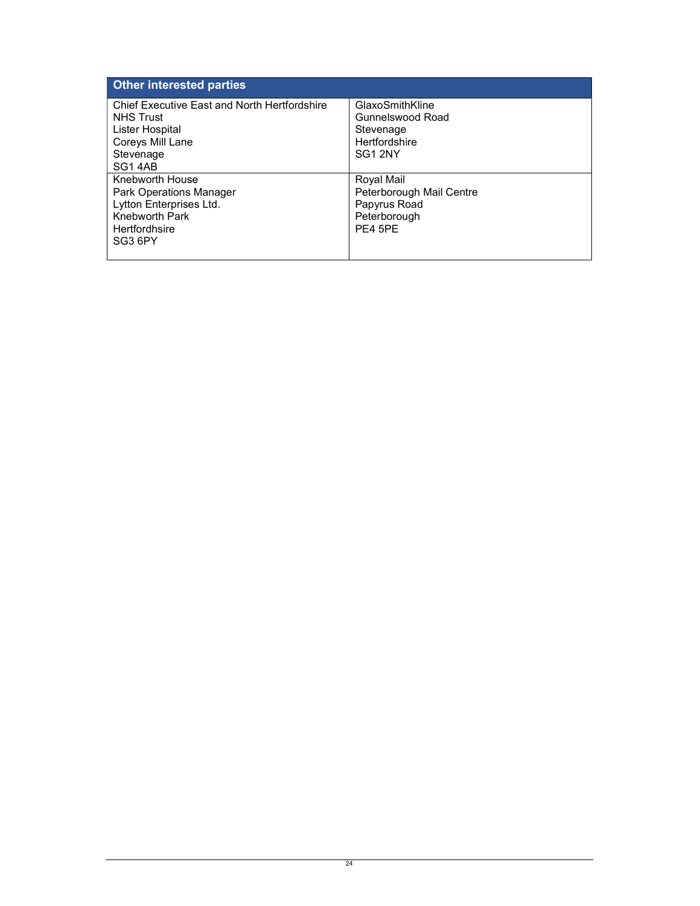| Other interested parties | |
|---|---|
| Chief Executive East and North Hertfordshire NHS Trust<br>Lister Hospital<br>Coreys Mill Lane<br>Stevenage<br>SG1 4AB | GlaxoSmithKline<br>Gunnelswood Road<br>Stevenage<br>Hertfordshire<br>SG1 2NY |
| Knebworth House<br>Park Operations Manager<br>Lytton Enterprises Ltd.<br>Knebworth Park<br>Hertfordhsire<br>SG3 6PY | Royal Mail<br>Peterborough Mail Centre<br>Papyrus Road<br>Peterborough<br>PE4 5PE |